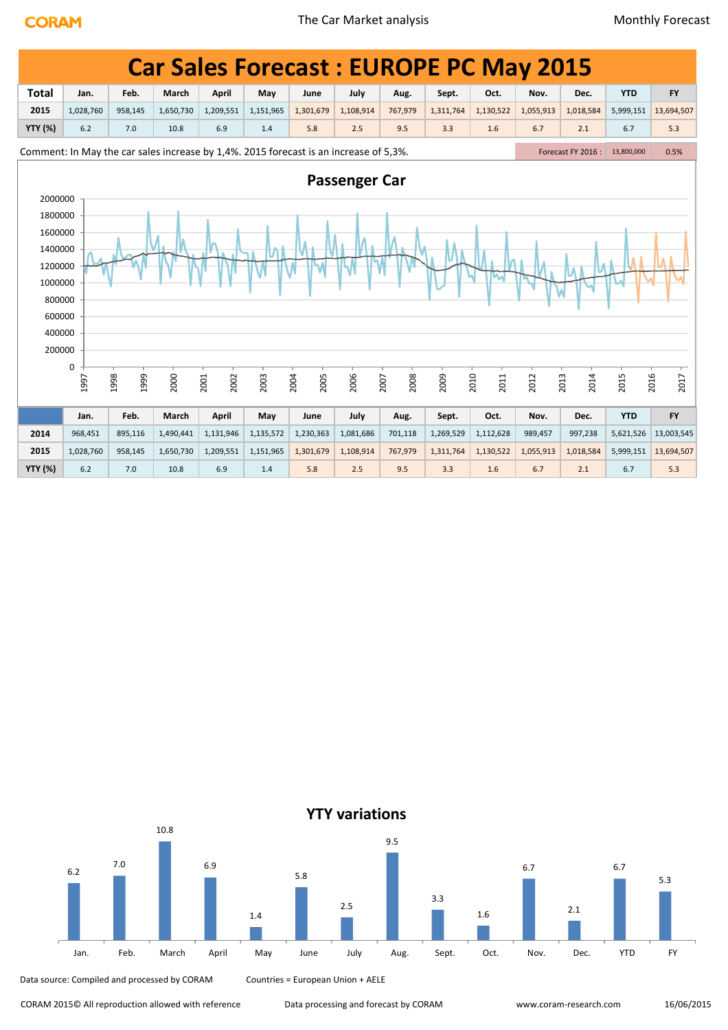# Car Sales Forecast : EUROPE PC May 2015

| Total | Jan. | Feb. | March | April | May | June | July | Aug. | Sept. | Oct. | Nov. | Dec. | YTD | FY |
|---|---|---|---|---|---|---|---|---|---|---|---|---|---|---|
| 2015 | 1,028,760 | 958,145 | 1,650,730 | 1,209,551 | 1,151,965 | 1,301,679 | 1,108,914 | 767,979 | 1,311,764 | 1,130,522 | 1,055,913 | 1,018,584 | 5,999,151 | 13,694,507 |
| YTY (%) | 6.2 | 7.0 | 10.8 | 6.9 | 1.4 | 5.8 | 2.5 | 9.5 | 3.3 | 1.6 | 6.7 | 2.1 | 6.7 | 5.3 |

Comment: In May the car sales increase by 1,4%. 2015 forecast is an increase of 5,3%.

| Forecast FY 2016 : | 13,800,000 | 0.5% |
|---|---|---|

## Passenger Car

| | Jan. | Feb. | March | April | May | June | July | Aug. | Sept. | Oct. | Nov. | Dec. | YTD | FY |
|---|---|---|---|---|---|---|---|---|---|---|---|---|---|---|
| 2014 | 968,451 | 895,116 | 1,490,441 | 1,131,946 | 1,135,572 | 1,230,363 | 1,081,686 | 701,118 | 1,269,529 | 1,112,628 | 989,457 | 997,238 | 5,621,526 | 13,003,545 |
| 2015 | 1,028,760 | 958,145 | 1,650,730 | 1,209,551 | 1,151,965 | 1,301,679 | 1,108,914 | 767,979 | 1,311,764 | 1,130,522 | 1,055,913 | 1,018,584 | 5,999,151 | 13,694,507 |
| YTY (%) | 6.2 | 7.0 | 10.8 | 6.9 | 1.4 | 5.8 | 2.5 | 9.5 | 3.3 | 1.6 | 6.7 | 2.1 | 6.7 | 5.3 |

## YTY variations

Data source: Compiled and processed by CORAM    Countries = European Union + AELE

CORAM 2015© All reproduction allowed with reference    Data processing and forecast by CORAM    www.coram-research.com    16/06/2015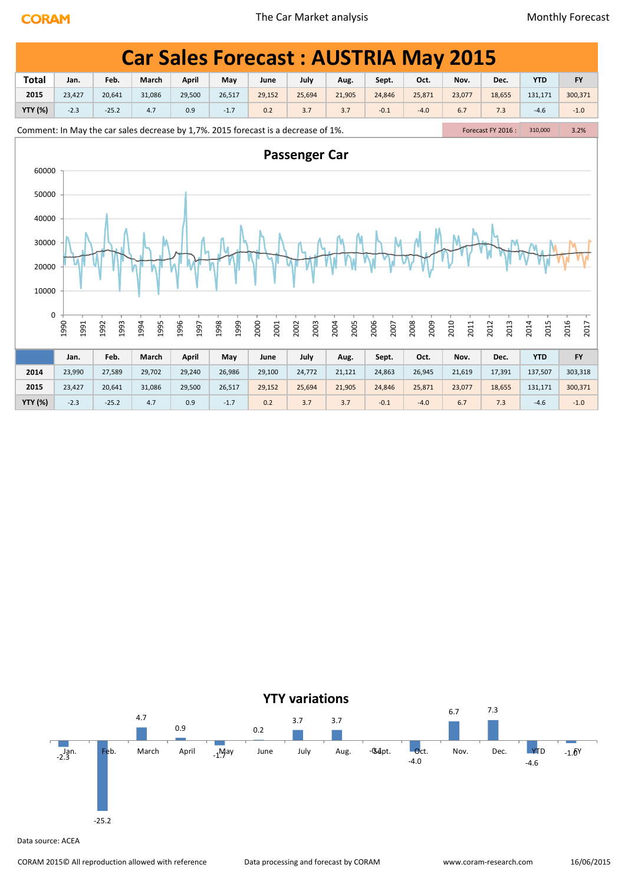# Car Sales Forecast : AUSTRIA May 2015

| Total | Jan. | Feb. | March | April | May | June | July | Aug. | Sept. | Oct. | Nov. | Dec. | YTD | FY |
|---|---|---|---|---|---|---|---|---|---|---|---|---|---|---|
| 2015 | 23,427 | 20,641 | 31,086 | 29,500 | 26,517 | 29,152 | 25,694 | 21,905 | 24,846 | 25,871 | 23,077 | 18,655 | 131,171 | 300,371 |
| YTY (%) | -2.3 | -25.2 | 4.7 | 0.9 | -1.7 | 0.2 | 3.7 | 3.7 | -0.1 | -4.0 | 6.7 | 7.3 | -4.6 | -1.0 |

Comment: In May the car sales decrease by 1,7%. 2015 forecast is a decrease of 1%.

Forecast FY 2016 : 310,000 3.2%

## Passenger Car

| | Jan. | Feb. | March | April | May | June | July | Aug. | Sept. | Oct. | Nov. | Dec. | YTD | FY |
|---|---|---|---|---|---|---|---|---|---|---|---|---|---|---|
| 2014 | 23,990 | 27,589 | 29,702 | 29,240 | 26,986 | 29,100 | 24,772 | 21,121 | 24,863 | 26,945 | 21,619 | 17,391 | 137,507 | 303,318 |
| 2015 | 23,427 | 20,641 | 31,086 | 29,500 | 26,517 | 29,152 | 25,694 | 21,905 | 24,846 | 25,871 | 23,077 | 18,655 | 131,171 | 300,371 |
| YTY (%) | -2.3 | -25.2 | 4.7 | 0.9 | -1.7 | 0.2 | 3.7 | 3.7 | -0.1 | -4.0 | 6.7 | 7.3 | -4.6 | -1.0 |

## YTY variations

Data source: ACEA

CORAM 2015© All reproduction allowed with reference — Data processing and forecast by CORAM — www.coram-research.com — 16/06/2015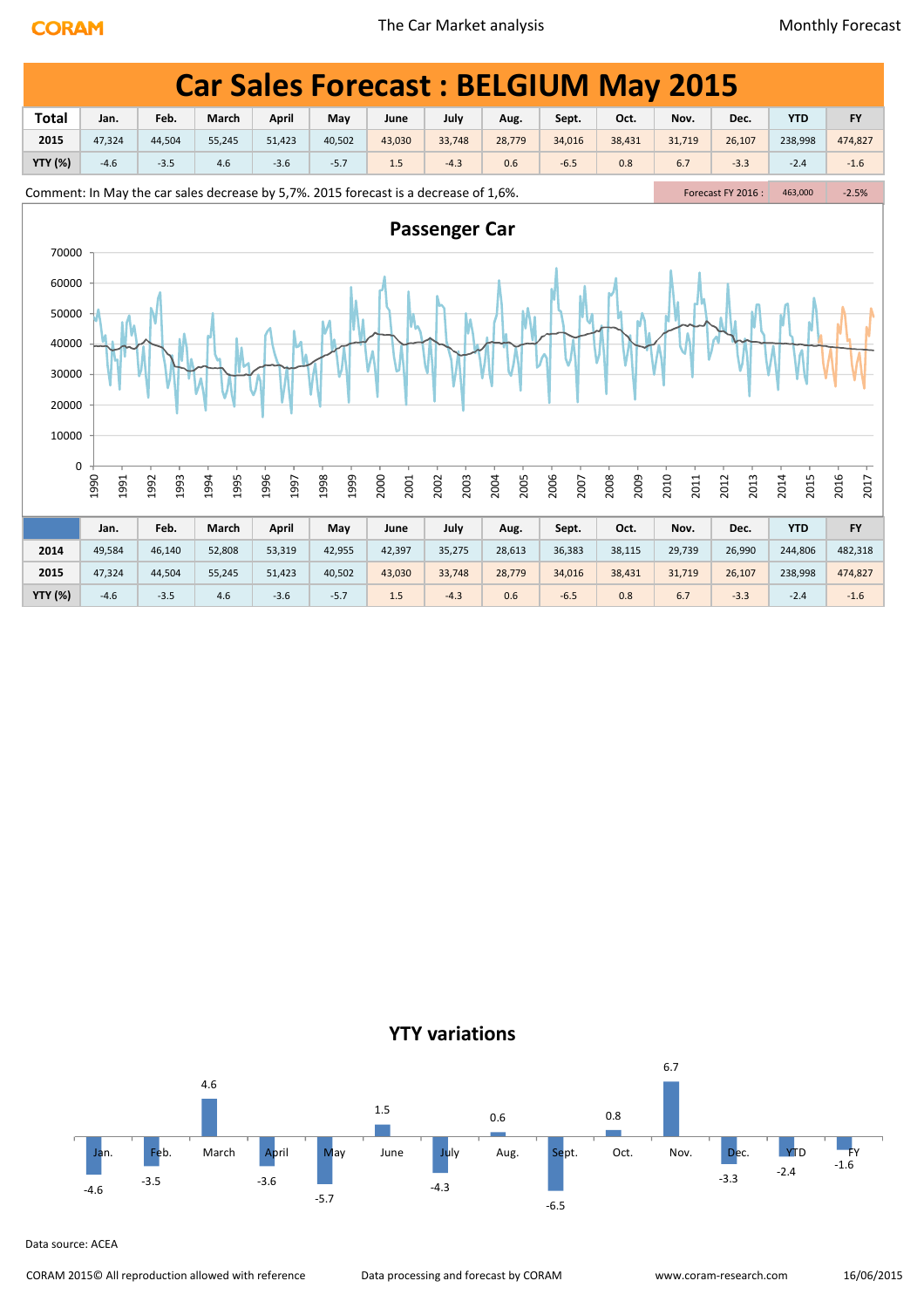# Car Sales Forecast : BELGIUM May 2015

| Total | Jan. | Feb. | March | April | May | June | July | Aug. | Sept. | Oct. | Nov. | Dec. | YTD | FY |
|---|---|---|---|---|---|---|---|---|---|---|---|---|---|---|
| 2015 | 47,324 | 44,504 | 55,245 | 51,423 | 40,502 | 43,030 | 33,748 | 28,779 | 34,016 | 38,431 | 31,719 | 26,107 | 238,998 | 474,827 |
| YTY (%) | -4.6 | -3.5 | 4.6 | -3.6 | -5.7 | 1.5 | -4.3 | 0.6 | -6.5 | 0.8 | 6.7 | -3.3 | -2.4 | -1.6 |

Comment: In May the car sales decrease by 5,7%. 2015 forecast is a decrease of 1,6%.

Forecast FY 2016 : 463,000 -2.5%

## Passenger Car

| | Jan. | Feb. | March | April | May | June | July | Aug. | Sept. | Oct. | Nov. | Dec. | YTD | FY |
|---|---|---|---|---|---|---|---|---|---|---|---|---|---|---|
| 2014 | 49,584 | 46,140 | 52,808 | 53,319 | 42,955 | 42,397 | 35,275 | 28,613 | 36,383 | 38,115 | 29,739 | 26,990 | 244,806 | 482,318 |
| 2015 | 47,324 | 44,504 | 55,245 | 51,423 | 40,502 | 43,030 | 33,748 | 28,779 | 34,016 | 38,431 | 31,719 | 26,107 | 238,998 | 474,827 |
| YTY (%) | -4.6 | -3.5 | 4.6 | -3.6 | -5.7 | 1.5 | -4.3 | 0.6 | -6.5 | 0.8 | 6.7 | -3.3 | -2.4 | -1.6 |

## YTY variations

Data source: ACEA

CORAM 2015© All reproduction allowed with reference — Data processing and forecast by CORAM — www.coram-research.com — 16/06/2015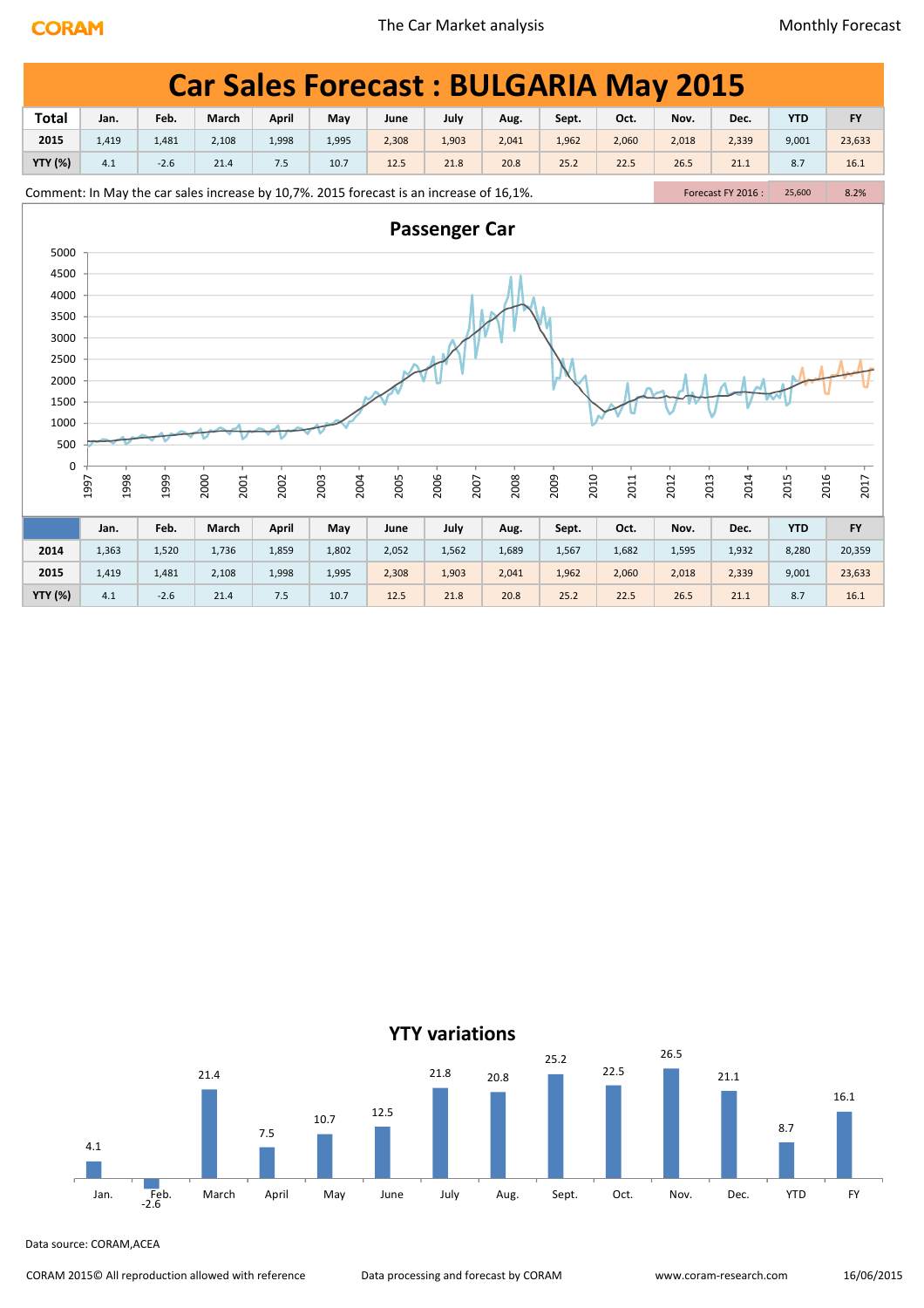# Car Sales Forecast : BULGARIA May 2015

| Total | Jan. | Feb. | March | April | May | June | July | Aug. | Sept. | Oct. | Nov. | Dec. | YTD | FY |
|---|---|---|---|---|---|---|---|---|---|---|---|---|---|---|
| 2015 | 1,419 | 1,481 | 2,108 | 1,998 | 1,995 | 2,308 | 1,903 | 2,041 | 1,962 | 2,060 | 2,018 | 2,339 | 9,001 | 23,633 |
| YTY (%) | 4.1 | -2.6 | 21.4 | 7.5 | 10.7 | 12.5 | 21.8 | 20.8 | 25.2 | 22.5 | 26.5 | 21.1 | 8.7 | 16.1 |

Comment: In May the car sales increase by 10,7%. 2015 forecast is an increase of 16,1%.

Forecast FY 2016 : 25,600 | 8.2%

## Passenger Car

| | Jan. | Feb. | March | April | May | June | July | Aug. | Sept. | Oct. | Nov. | Dec. | YTD | FY |
|---|---|---|---|---|---|---|---|---|---|---|---|---|---|---|
| 2014 | 1,363 | 1,520 | 1,736 | 1,859 | 1,802 | 2,052 | 1,562 | 1,689 | 1,567 | 1,682 | 1,595 | 1,932 | 8,280 | 20,359 |
| 2015 | 1,419 | 1,481 | 2,108 | 1,998 | 1,995 | 2,308 | 1,903 | 2,041 | 1,962 | 2,060 | 2,018 | 2,339 | 9,001 | 23,633 |
| YTY (%) | 4.1 | -2.6 | 21.4 | 7.5 | 10.7 | 12.5 | 21.8 | 20.8 | 25.2 | 22.5 | 26.5 | 21.1 | 8.7 | 16.1 |

## YTY variations

Data source: CORAM,ACEA

CORAM 2015© All reproduction allowed with reference — Data processing and forecast by CORAM — www.coram-research.com — 16/06/2015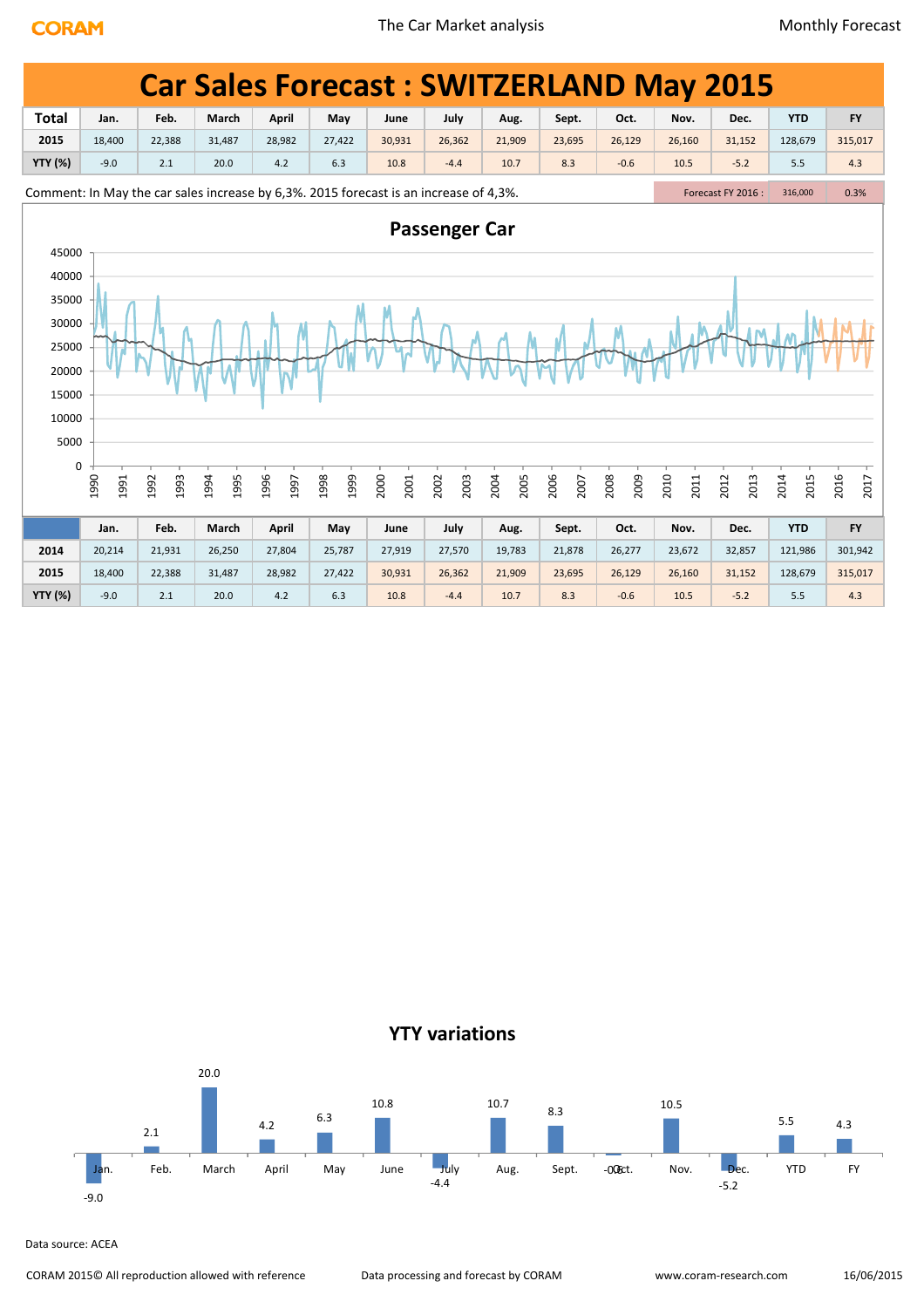# Car Sales Forecast : SWITZERLAND May 2015

| Total | Jan. | Feb. | March | April | May | June | July | Aug. | Sept. | Oct. | Nov. | Dec. | YTD | FY |
|---|---|---|---|---|---|---|---|---|---|---|---|---|---|---|
| 2015 | 18,400 | 22,388 | 31,487 | 28,982 | 27,422 | 30,931 | 26,362 | 21,909 | 23,695 | 26,129 | 26,160 | 31,152 | 128,679 | 315,017 |
| YTY (%) | -9.0 | 2.1 | 20.0 | 4.2 | 6.3 | 10.8 | -4.4 | 10.7 | 8.3 | -0.6 | 10.5 | -5.2 | 5.5 | 4.3 |

Comment: In May the car sales increase by 6,3%. 2015 forecast is an increase of 4,3%.

Forecast FY 2016 : 316,000 | 0.3%

## Passenger Car

| | Jan. | Feb. | March | April | May | June | July | Aug. | Sept. | Oct. | Nov. | Dec. | YTD | FY |
|---|---|---|---|---|---|---|---|---|---|---|---|---|---|---|
| 2014 | 20,214 | 21,931 | 26,250 | 27,804 | 25,787 | 27,919 | 27,570 | 19,783 | 21,878 | 26,277 | 23,672 | 32,857 | 121,986 | 301,942 |
| 2015 | 18,400 | 22,388 | 31,487 | 28,982 | 27,422 | 30,931 | 26,362 | 21,909 | 23,695 | 26,129 | 26,160 | 31,152 | 128,679 | 315,017 |
| YTY (%) | -9.0 | 2.1 | 20.0 | 4.2 | 6.3 | 10.8 | -4.4 | 10.7 | 8.3 | -0.6 | 10.5 | -5.2 | 5.5 | 4.3 |

## YTY variations

Data source: ACEA

CORAM 2015© All reproduction allowed with reference | Data processing and forecast by CORAM | www.coram-research.com | 16/06/2015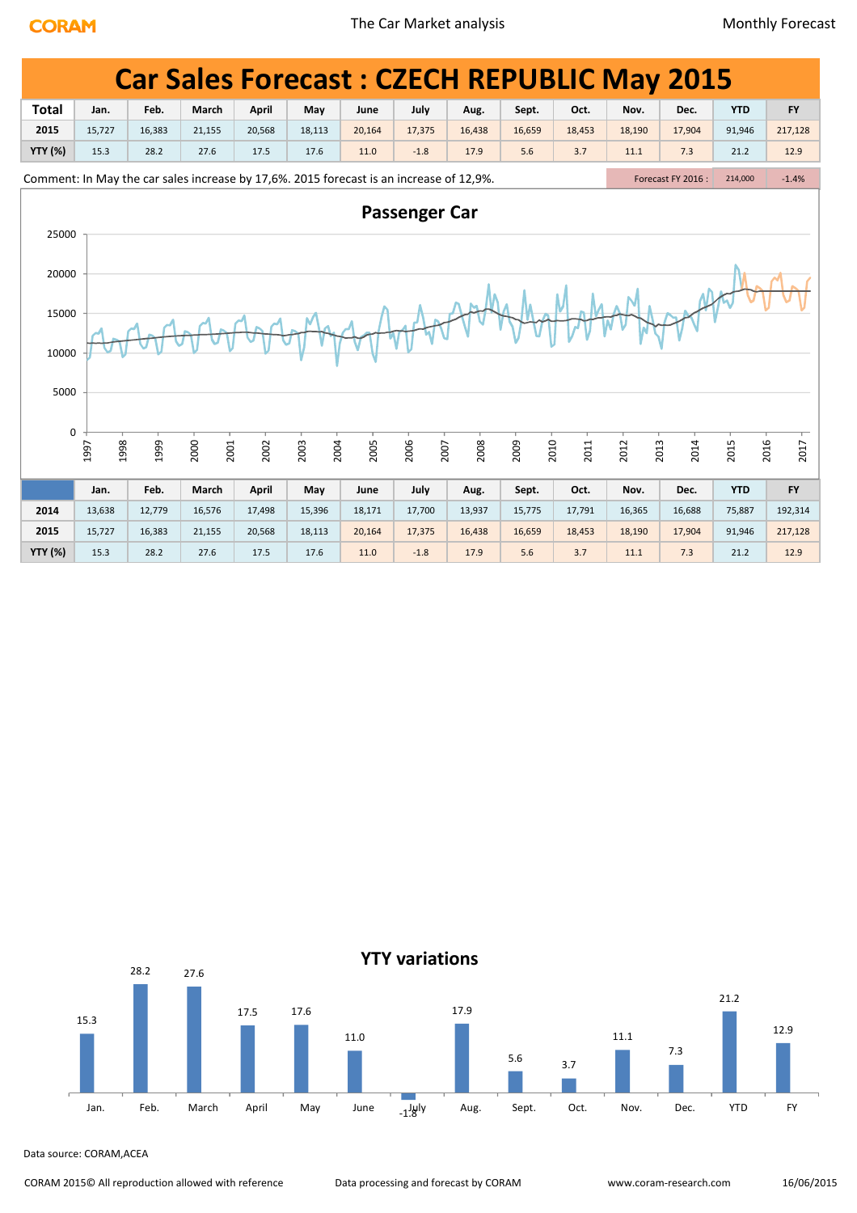# Car Sales Forecast : CZECH REPUBLIC May 2015

| Total | Jan. | Feb. | March | April | May | June | July | Aug. | Sept. | Oct. | Nov. | Dec. | YTD | FY |
|---|---|---|---|---|---|---|---|---|---|---|---|---|---|---|
| 2015 | 15,727 | 16,383 | 21,155 | 20,568 | 18,113 | 20,164 | 17,375 | 16,438 | 16,659 | 18,453 | 18,190 | 17,904 | 91,946 | 217,128 |
| YTY (%) | 15.3 | 28.2 | 27.6 | 17.5 | 17.6 | 11.0 | -1.8 | 17.9 | 5.6 | 3.7 | 11.1 | 7.3 | 21.2 | 12.9 |

Comment: In May the car sales increase by 17,6%. 2015 forecast is an increase of 12,9%.

Forecast FY 2016 : 214,000 -1.4%

## Passenger Car

| | Jan. | Feb. | March | April | May | June | July | Aug. | Sept. | Oct. | Nov. | Dec. | YTD | FY |
|---|---|---|---|---|---|---|---|---|---|---|---|---|---|---|
| 2014 | 13,638 | 12,779 | 16,576 | 17,498 | 15,396 | 18,171 | 17,700 | 13,937 | 15,775 | 17,791 | 16,365 | 16,688 | 75,887 | 192,314 |
| 2015 | 15,727 | 16,383 | 21,155 | 20,568 | 18,113 | 20,164 | 17,375 | 16,438 | 16,659 | 18,453 | 18,190 | 17,904 | 91,946 | 217,128 |
| YTY (%) | 15.3 | 28.2 | 27.6 | 17.5 | 17.6 | 11.0 | -1.8 | 17.9 | 5.6 | 3.7 | 11.1 | 7.3 | 21.2 | 12.9 |

## YTY variations

Data source: CORAM,ACEA

CORAM 2015© All reproduction allowed with reference — Data processing and forecast by CORAM — www.coram-research.com — 16/06/2015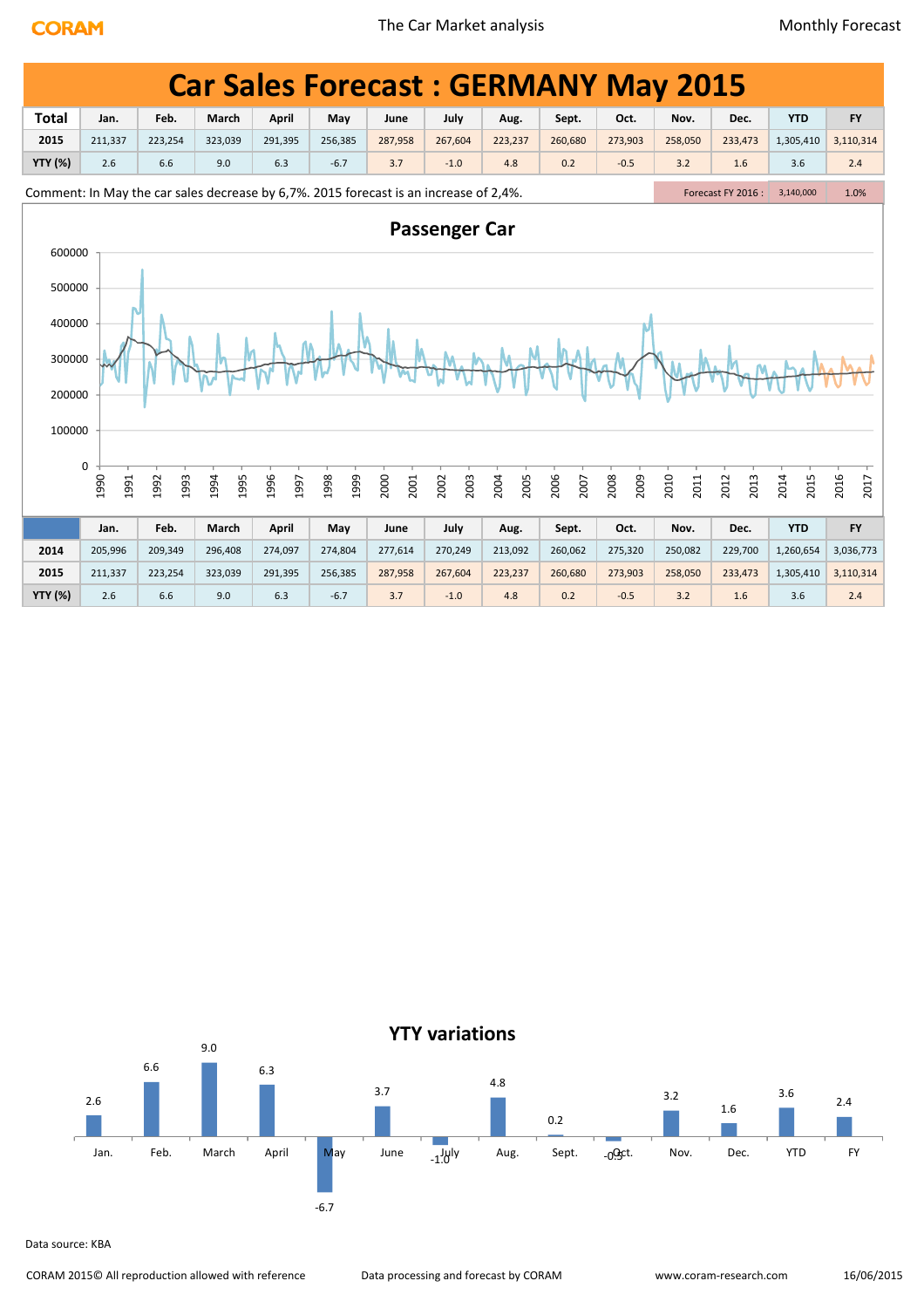# Car Sales Forecast : GERMANY May 2015

| Total | Jan. | Feb. | March | April | May | June | July | Aug. | Sept. | Oct. | Nov. | Dec. | YTD | FY |
|---|---|---|---|---|---|---|---|---|---|---|---|---|---|---|
| 2015 | 211,337 | 223,254 | 323,039 | 291,395 | 256,385 | 287,958 | 267,604 | 223,237 | 260,680 | 273,903 | 258,050 | 233,473 | 1,305,410 | 3,110,314 |
| YTY (%) | 2.6 | 6.6 | 9.0 | 6.3 | -6.7 | 3.7 | -1.0 | 4.8 | 0.2 | -0.5 | 3.2 | 1.6 | 3.6 | 2.4 |

Comment: In May the car sales decrease by 6,7%. 2015 forecast is an increase of 2,4%.

Forecast FY 2016 : 3,140,000 | 1.0%

## Passenger Car

| | Jan. | Feb. | March | April | May | June | July | Aug. | Sept. | Oct. | Nov. | Dec. | YTD | FY |
|---|---|---|---|---|---|---|---|---|---|---|---|---|---|---|
| 2014 | 205,996 | 209,349 | 296,408 | 274,097 | 274,804 | 277,614 | 270,249 | 213,092 | 260,062 | 275,320 | 250,082 | 229,700 | 1,260,654 | 3,036,773 |
| 2015 | 211,337 | 223,254 | 323,039 | 291,395 | 256,385 | 287,958 | 267,604 | 223,237 | 260,680 | 273,903 | 258,050 | 233,473 | 1,305,410 | 3,110,314 |
| YTY (%) | 2.6 | 6.6 | 9.0 | 6.3 | -6.7 | 3.7 | -1.0 | 4.8 | 0.2 | -0.5 | 3.2 | 1.6 | 3.6 | 2.4 |

## YTY variations

Data source: KBA

CORAM 2015© All reproduction allowed with reference | Data processing and forecast by CORAM | www.coram-research.com | 16/06/2015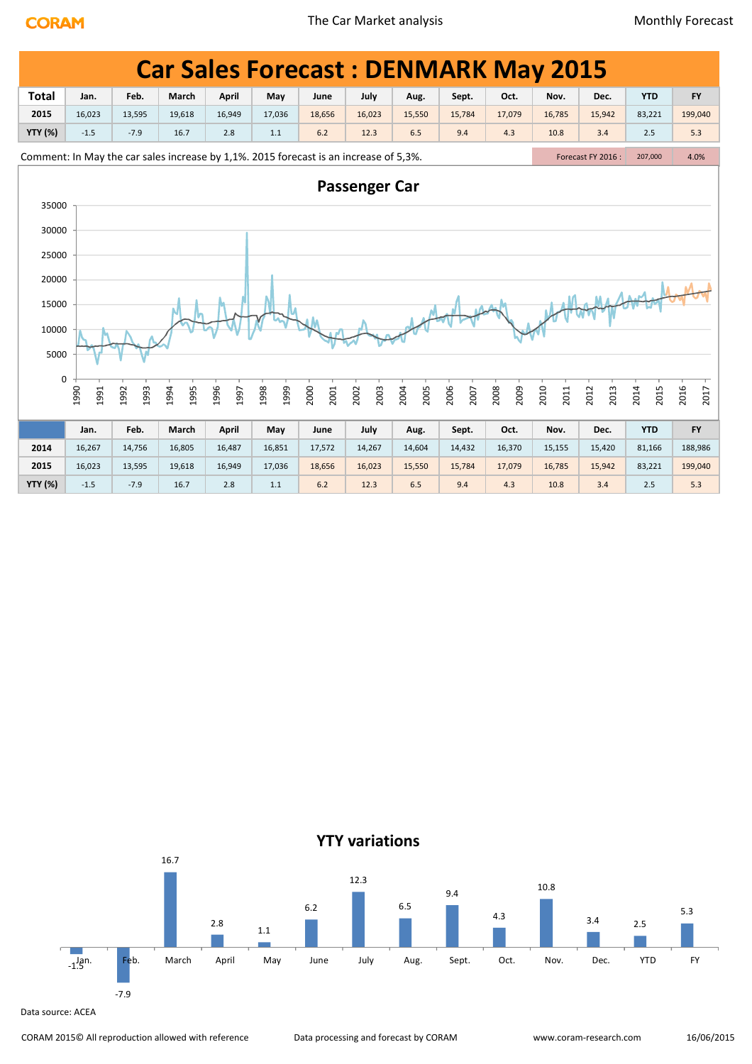# Car Sales Forecast : DENMARK May 2015

| Total | Jan. | Feb. | March | April | May | June | July | Aug. | Sept. | Oct. | Nov. | Dec. | YTD | FY |
|---|---|---|---|---|---|---|---|---|---|---|---|---|---|---|
| 2015 | 16,023 | 13,595 | 19,618 | 16,949 | 17,036 | 18,656 | 16,023 | 15,550 | 15,784 | 17,079 | 16,785 | 15,942 | 83,221 | 199,040 |
| YTY (%) | -1.5 | -7.9 | 16.7 | 2.8 | 1.1 | 6.2 | 12.3 | 6.5 | 9.4 | 4.3 | 10.8 | 3.4 | 2.5 | 5.3 |

Comment: In May the car sales increase by 1,1%. 2015 forecast is an increase of 5,3%.

Forecast FY 2016 : 207,000 | 4.0%

## Passenger Car

| | Jan. | Feb. | March | April | May | June | July | Aug. | Sept. | Oct. | Nov. | Dec. | YTD | FY |
|---|---|---|---|---|---|---|---|---|---|---|---|---|---|---|
| 2014 | 16,267 | 14,756 | 16,805 | 16,487 | 16,851 | 17,572 | 14,267 | 14,604 | 14,432 | 16,370 | 15,155 | 15,420 | 81,166 | 188,986 |
| 2015 | 16,023 | 13,595 | 19,618 | 16,949 | 17,036 | 18,656 | 16,023 | 15,550 | 15,784 | 17,079 | 16,785 | 15,942 | 83,221 | 199,040 |
| YTY (%) | -1.5 | -7.9 | 16.7 | 2.8 | 1.1 | 6.2 | 12.3 | 6.5 | 9.4 | 4.3 | 10.8 | 3.4 | 2.5 | 5.3 |

## YTY variations

Data source: ACEA

CORAM 2015© All reproduction allowed with reference — Data processing and forecast by CORAM — www.coram-research.com — 16/06/2015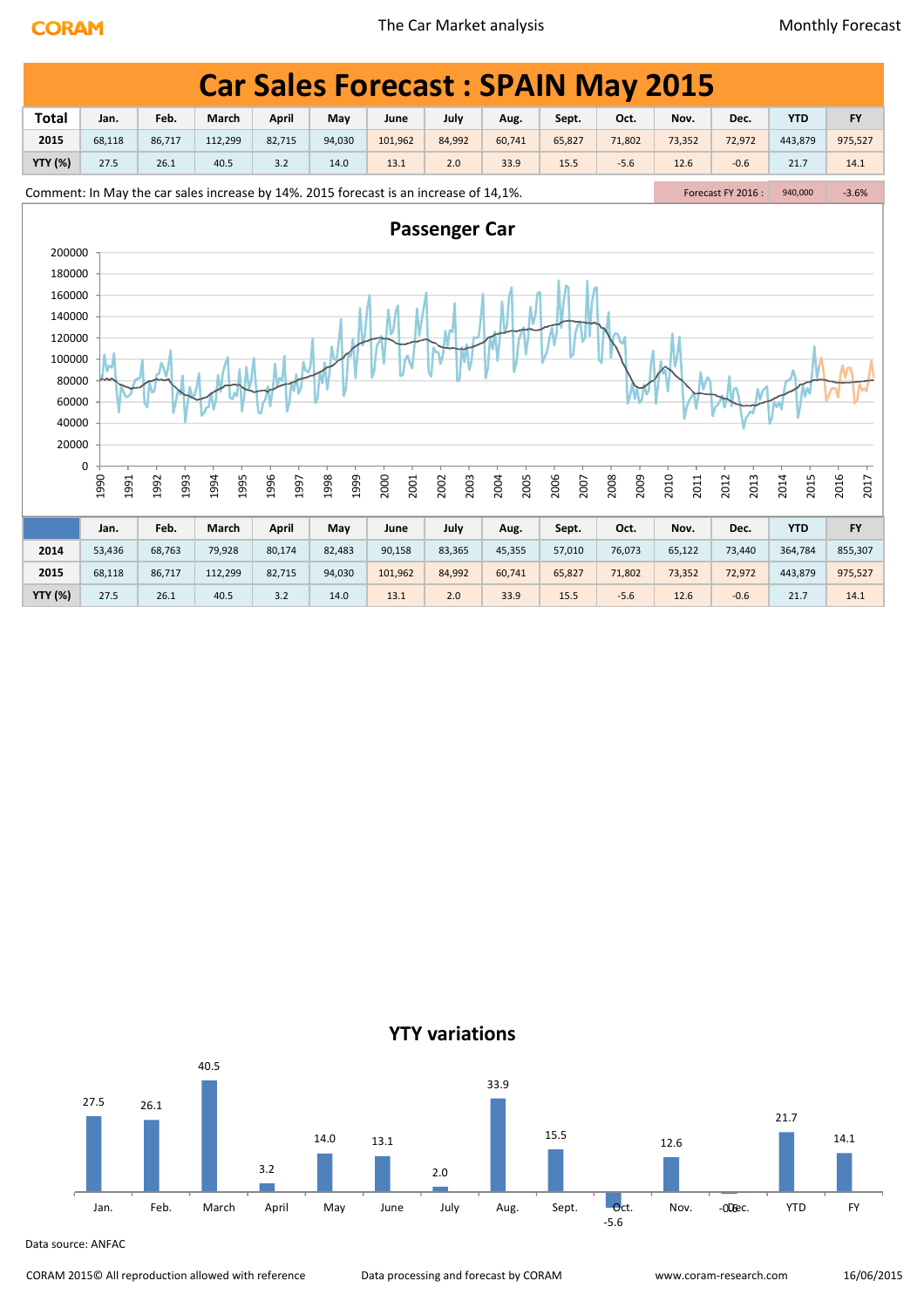# Car Sales Forecast : SPAIN May 2015

| Total | Jan. | Feb. | March | April | May | June | July | Aug. | Sept. | Oct. | Nov. | Dec. | YTD | FY |
|---|---|---|---|---|---|---|---|---|---|---|---|---|---|---|
| 2015 | 68,118 | 86,717 | 112,299 | 82,715 | 94,030 | 101,962 | 84,992 | 60,741 | 65,827 | 71,802 | 73,352 | 72,972 | 443,879 | 975,527 |
| YTY (%) | 27.5 | 26.1 | 40.5 | 3.2 | 14.0 | 13.1 | 2.0 | 33.9 | 15.5 | -5.6 | 12.6 | -0.6 | 21.7 | 14.1 |

Comment: In May the car sales increase by 14%. 2015 forecast is an increase of 14,1%.

Forecast FY 2016 : 940,000 -3.6%

## Passenger Car

| | Jan. | Feb. | March | April | May | June | July | Aug. | Sept. | Oct. | Nov. | Dec. | YTD | FY |
|---|---|---|---|---|---|---|---|---|---|---|---|---|---|---|
| 2014 | 53,436 | 68,763 | 79,928 | 80,174 | 82,483 | 90,158 | 83,365 | 45,355 | 57,010 | 76,073 | 65,122 | 73,440 | 364,784 | 855,307 |
| 2015 | 68,118 | 86,717 | 112,299 | 82,715 | 94,030 | 101,962 | 84,992 | 60,741 | 65,827 | 71,802 | 73,352 | 72,972 | 443,879 | 975,527 |
| YTY (%) | 27.5 | 26.1 | 40.5 | 3.2 | 14.0 | 13.1 | 2.0 | 33.9 | 15.5 | -5.6 | 12.6 | -0.6 | 21.7 | 14.1 |

## YTY variations

Data source: ANFAC

CORAM 2015© All reproduction allowed with reference | Data processing and forecast by CORAM | www.coram-research.com | 16/06/2015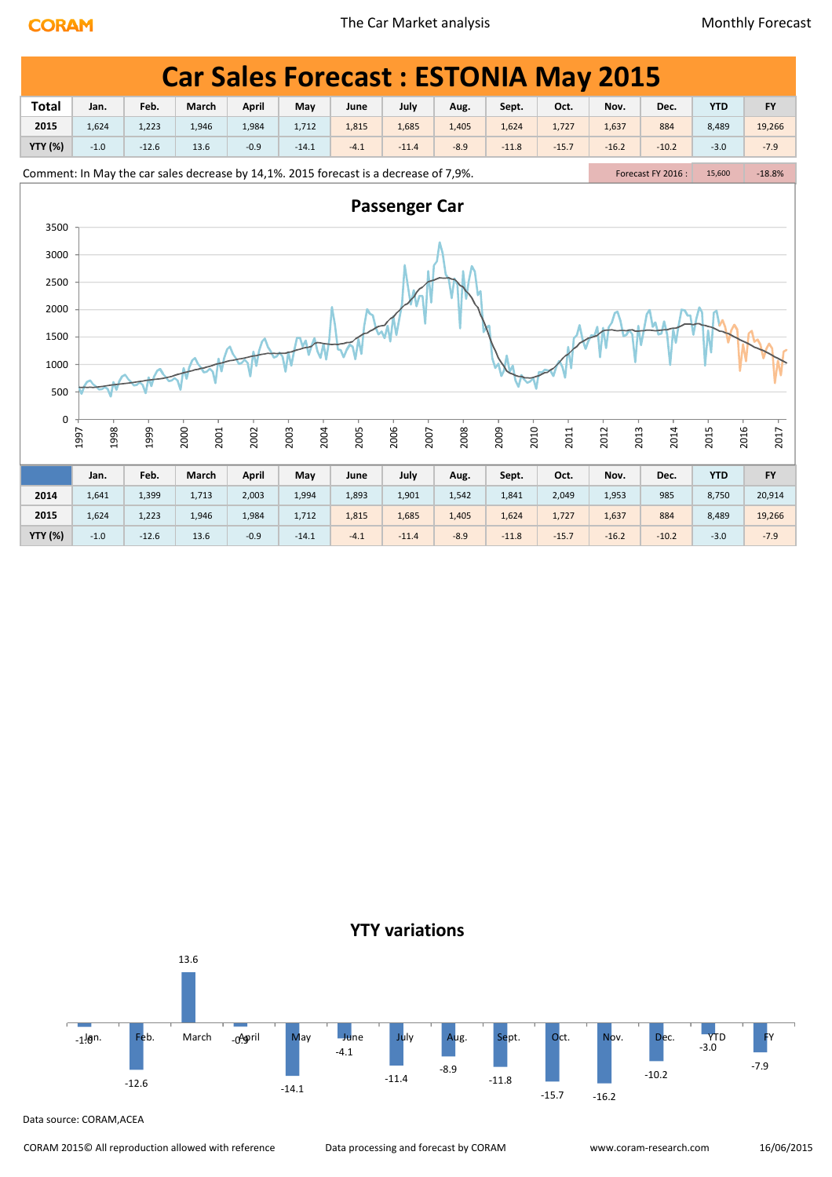# Car Sales Forecast : ESTONIA May 2015

| Total | Jan. | Feb. | March | April | May | June | July | Aug. | Sept. | Oct. | Nov. | Dec. | YTD | FY |
|---|---|---|---|---|---|---|---|---|---|---|---|---|---|---|
| 2015 | 1,624 | 1,223 | 1,946 | 1,984 | 1,712 | 1,815 | 1,685 | 1,405 | 1,624 | 1,727 | 1,637 | 884 | 8,489 | 19,266 |
| YTY (%) | -1.0 | -12.6 | 13.6 | -0.9 | -14.1 | -4.1 | -11.4 | -8.9 | -11.8 | -15.7 | -16.2 | -10.2 | -3.0 | -7.9 |

Comment: In May the car sales decrease by 14,1%. 2015 forecast is a decrease of 7,9%.

Forecast FY 2016 : 15,600 | -18.8%

## Passenger Car

| | Jan. | Feb. | March | April | May | June | July | Aug. | Sept. | Oct. | Nov. | Dec. | YTD | FY |
|---|---|---|---|---|---|---|---|---|---|---|---|---|---|---|
| 2014 | 1,641 | 1,399 | 1,713 | 2,003 | 1,994 | 1,893 | 1,901 | 1,542 | 1,841 | 2,049 | 1,953 | 985 | 8,750 | 20,914 |
| 2015 | 1,624 | 1,223 | 1,946 | 1,984 | 1,712 | 1,815 | 1,685 | 1,405 | 1,624 | 1,727 | 1,637 | 884 | 8,489 | 19,266 |
| YTY (%) | -1.0 | -12.6 | 13.6 | -0.9 | -14.1 | -4.1 | -11.4 | -8.9 | -11.8 | -15.7 | -16.2 | -10.2 | -3.0 | -7.9 |

## YTY variations

Data source: CORAM,ACEA

CORAM 2015© All reproduction allowed with reference | Data processing and forecast by CORAM | www.coram-research.com | 16/06/2015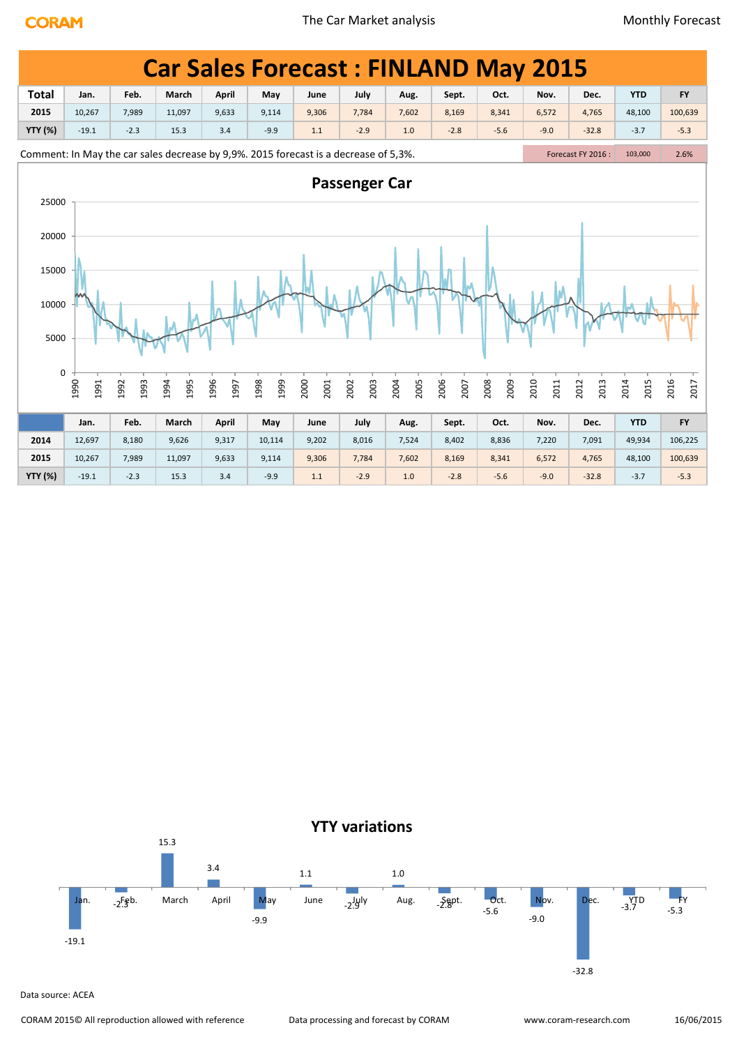# Car Sales Forecast : FINLAND May 2015

| Total | Jan. | Feb. | March | April | May | June | July | Aug. | Sept. | Oct. | Nov. | Dec. | YTD | FY |
|---|---|---|---|---|---|---|---|---|---|---|---|---|---|---|
| 2015 | 10,267 | 7,989 | 11,097 | 9,633 | 9,114 | 9,306 | 7,784 | 7,602 | 8,169 | 8,341 | 6,572 | 4,765 | 48,100 | 100,639 |
| YTY (%) | -19.1 | -2.3 | 15.3 | 3.4 | -9.9 | 1.1 | -2.9 | 1.0 | -2.8 | -5.6 | -9.0 | -32.8 | -3.7 | -5.3 |

Comment: In May the car sales decrease by 9,9%. 2015 forecast is a decrease of 5,3%.

Forecast FY 2016 : 103,000 | 2.6%

## Passenger Car

| | Jan. | Feb. | March | April | May | June | July | Aug. | Sept. | Oct. | Nov. | Dec. | YTD | FY |
|---|---|---|---|---|---|---|---|---|---|---|---|---|---|---|
| 2014 | 12,697 | 8,180 | 9,626 | 9,317 | 10,114 | 9,202 | 8,016 | 7,524 | 8,402 | 8,836 | 7,220 | 7,091 | 49,934 | 106,225 |
| 2015 | 10,267 | 7,989 | 11,097 | 9,633 | 9,114 | 9,306 | 7,784 | 7,602 | 8,169 | 8,341 | 6,572 | 4,765 | 48,100 | 100,639 |
| YTY (%) | -19.1 | -2.3 | 15.3 | 3.4 | -9.9 | 1.1 | -2.9 | 1.0 | -2.8 | -5.6 | -9.0 | -32.8 | -3.7 | -5.3 |

## YTY variations

Data source: ACEA

CORAM 2015© All reproduction allowed with reference — Data processing and forecast by CORAM — www.coram-research.com — 16/06/2015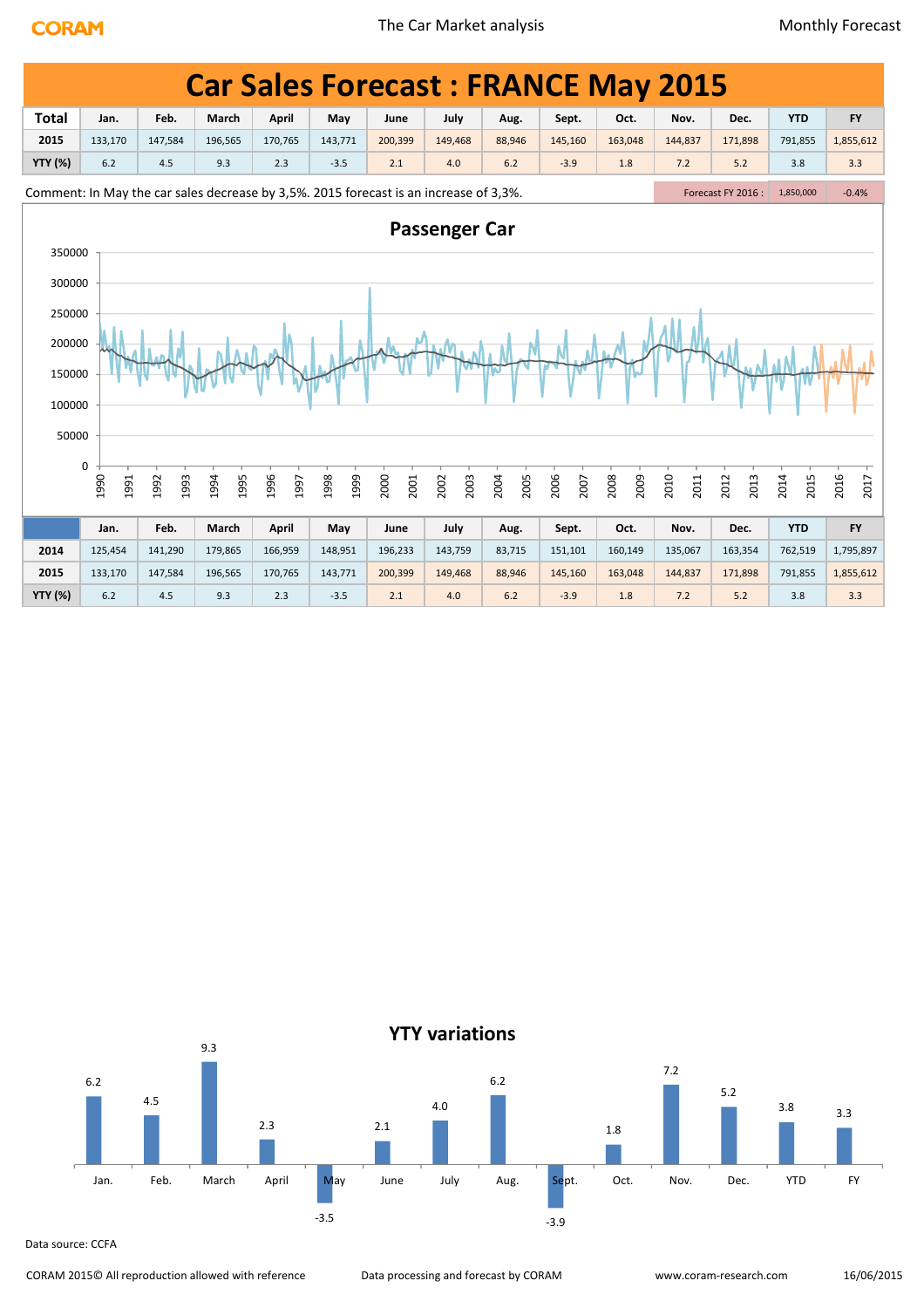# Car Sales Forecast : FRANCE May 2015

| Total | Jan. | Feb. | March | April | May | June | July | Aug. | Sept. | Oct. | Nov. | Dec. | YTD | FY |
|---|---|---|---|---|---|---|---|---|---|---|---|---|---|---|
| 2015 | 133,170 | 147,584 | 196,565 | 170,765 | 143,771 | 200,399 | 149,468 | 88,946 | 145,160 | 163,048 | 144,837 | 171,898 | 791,855 | 1,855,612 |
| YTY (%) | 6.2 | 4.5 | 9.3 | 2.3 | -3.5 | 2.1 | 4.0 | 6.2 | -3.9 | 1.8 | 7.2 | 5.2 | 3.8 | 3.3 |

Comment: In May the car sales decrease by 3,5%. 2015 forecast is an increase of 3,3%.

| Forecast FY 2016 : | 1,850,000 | -0.4% |
|---|---|---|

## Passenger Car

| | Jan. | Feb. | March | April | May | June | July | Aug. | Sept. | Oct. | Nov. | Dec. | YTD | FY |
|---|---|---|---|---|---|---|---|---|---|---|---|---|---|---|
| 2014 | 125,454 | 141,290 | 179,865 | 166,959 | 148,951 | 196,233 | 143,759 | 83,715 | 151,101 | 160,149 | 135,067 | 163,354 | 762,519 | 1,795,897 |
| 2015 | 133,170 | 147,584 | 196,565 | 170,765 | 143,771 | 200,399 | 149,468 | 88,946 | 145,160 | 163,048 | 144,837 | 171,898 | 791,855 | 1,855,612 |
| YTY (%) | 6.2 | 4.5 | 9.3 | 2.3 | -3.5 | 2.1 | 4.0 | 6.2 | -3.9 | 1.8 | 7.2 | 5.2 | 3.8 | 3.3 |

## YTY variations

Data source: CCFA

CORAM 2015© All reproduction allowed with reference — Data processing and forecast by CORAM — www.coram-research.com — 16/06/2015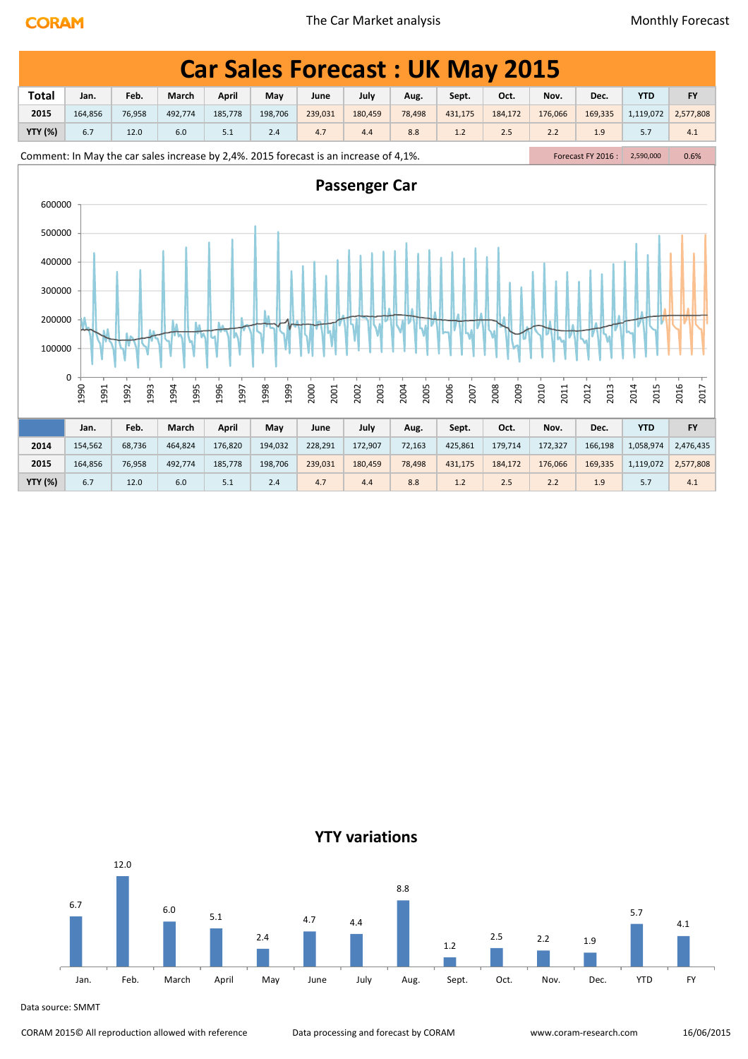# Car Sales Forecast : UK May 2015

| Total | Jan. | Feb. | March | April | May | June | July | Aug. | Sept. | Oct. | Nov. | Dec. | YTD | FY |
|---|---|---|---|---|---|---|---|---|---|---|---|---|---|---|
| 2015 | 164,856 | 76,958 | 492,774 | 185,778 | 198,706 | 239,031 | 180,459 | 78,498 | 431,175 | 184,172 | 176,066 | 169,335 | 1,119,072 | 2,577,808 |
| YTY (%) | 6.7 | 12.0 | 6.0 | 5.1 | 2.4 | 4.7 | 4.4 | 8.8 | 1.2 | 2.5 | 2.2 | 1.9 | 5.7 | 4.1 |

Comment: In May the car sales increase by 2,4%. 2015 forecast is an increase of 4,1%.

Forecast FY 2016 : 2,590,000 | 0.6%

## Passenger Car

| | Jan. | Feb. | March | April | May | June | July | Aug. | Sept. | Oct. | Nov. | Dec. | YTD | FY |
|---|---|---|---|---|---|---|---|---|---|---|---|---|---|---|
| 2014 | 154,562 | 68,736 | 464,824 | 176,820 | 194,032 | 228,291 | 172,907 | 72,163 | 425,861 | 179,714 | 172,327 | 166,198 | 1,058,974 | 2,476,435 |
| 2015 | 164,856 | 76,958 | 492,774 | 185,778 | 198,706 | 239,031 | 180,459 | 78,498 | 431,175 | 184,172 | 176,066 | 169,335 | 1,119,072 | 2,577,808 |
| YTY (%) | 6.7 | 12.0 | 6.0 | 5.1 | 2.4 | 4.7 | 4.4 | 8.8 | 1.2 | 2.5 | 2.2 | 1.9 | 5.7 | 4.1 |

## YTY variations

Data source: SMMT

CORAM 2015© All reproduction allowed with reference | Data processing and forecast by CORAM | www.coram-research.com | 16/06/2015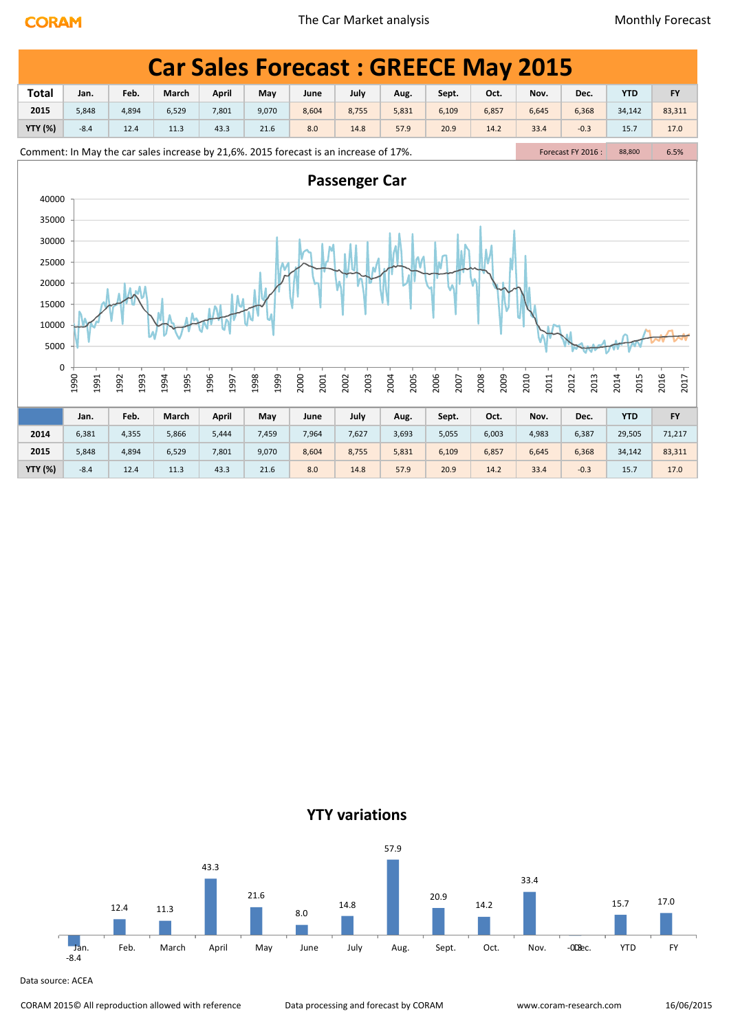# Car Sales Forecast : GREECE May 2015

| Total | Jan. | Feb. | March | April | May | June | July | Aug. | Sept. | Oct. | Nov. | Dec. | YTD | FY |
|---|---|---|---|---|---|---|---|---|---|---|---|---|---|---|
| 2015 | 5,848 | 4,894 | 6,529 | 7,801 | 9,070 | 8,604 | 8,755 | 5,831 | 6,109 | 6,857 | 6,645 | 6,368 | 34,142 | 83,311 |
| YTY (%) | -8.4 | 12.4 | 11.3 | 43.3 | 21.6 | 8.0 | 14.8 | 57.9 | 20.9 | 14.2 | 33.4 | -0.3 | 15.7 | 17.0 |

Comment: In May the car sales increase by 21,6%. 2015 forecast is an increase of 17%.

| Forecast FY 2016 : | 88,800 | 6.5% |
|---|---|---|

## Passenger Car

| | Jan. | Feb. | March | April | May | June | July | Aug. | Sept. | Oct. | Nov. | Dec. | YTD | FY |
|---|---|---|---|---|---|---|---|---|---|---|---|---|---|---|
| 2014 | 6,381 | 4,355 | 5,866 | 5,444 | 7,459 | 7,964 | 7,627 | 3,693 | 5,055 | 6,003 | 4,983 | 6,387 | 29,505 | 71,217 |
| 2015 | 5,848 | 4,894 | 6,529 | 7,801 | 9,070 | 8,604 | 8,755 | 5,831 | 6,109 | 6,857 | 6,645 | 6,368 | 34,142 | 83,311 |
| YTY (%) | -8.4 | 12.4 | 11.3 | 43.3 | 21.6 | 8.0 | 14.8 | 57.9 | 20.9 | 14.2 | 33.4 | -0.3 | 15.7 | 17.0 |

## YTY variations

Data source: ACEA

CORAM 2015© All reproduction allowed with reference — Data processing and forecast by CORAM — www.coram-research.com — 16/06/2015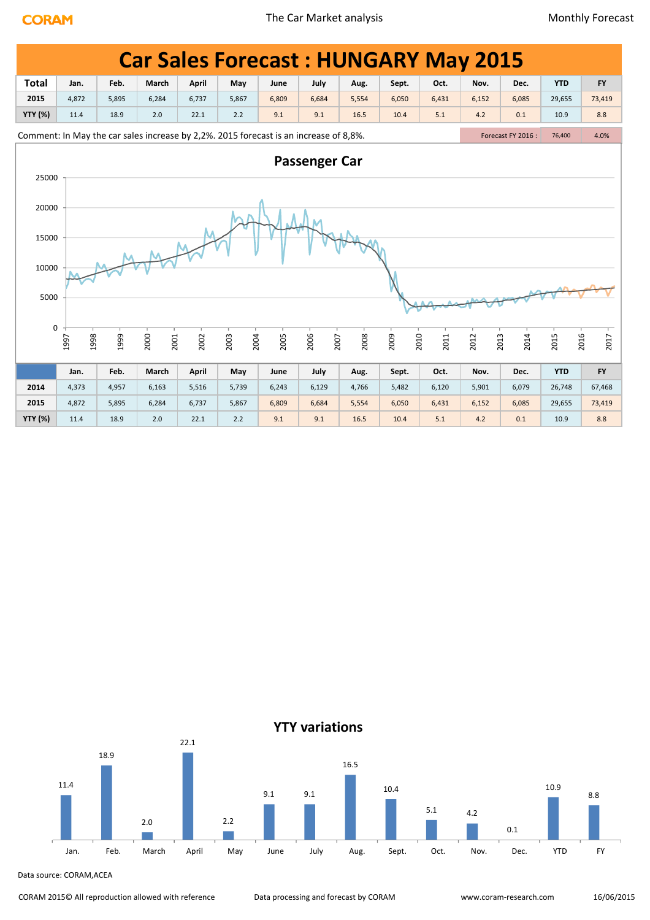# Car Sales Forecast : HUNGARY May 2015

| Total | Jan. | Feb. | March | April | May | June | July | Aug. | Sept. | Oct. | Nov. | Dec. | YTD | FY |
|---|---|---|---|---|---|---|---|---|---|---|---|---|---|---|
| 2015 | 4,872 | 5,895 | 6,284 | 6,737 | 5,867 | 6,809 | 6,684 | 5,554 | 6,050 | 6,431 | 6,152 | 6,085 | 29,655 | 73,419 |
| YTY (%) | 11.4 | 18.9 | 2.0 | 22.1 | 2.2 | 9.1 | 9.1 | 16.5 | 10.4 | 5.1 | 4.2 | 0.1 | 10.9 | 8.8 |

Comment: In May the car sales increase by 2,2%. 2015 forecast is an increase of 8,8%.

Forecast FY 2016 : 76,400 | 4.0%

## Passenger Car

| | Jan. | Feb. | March | April | May | June | July | Aug. | Sept. | Oct. | Nov. | Dec. | YTD | FY |
|---|---|---|---|---|---|---|---|---|---|---|---|---|---|---|
| 2014 | 4,373 | 4,957 | 6,163 | 5,516 | 5,739 | 6,243 | 6,129 | 4,766 | 5,482 | 6,120 | 5,901 | 6,079 | 26,748 | 67,468 |
| 2015 | 4,872 | 5,895 | 6,284 | 6,737 | 5,867 | 6,809 | 6,684 | 5,554 | 6,050 | 6,431 | 6,152 | 6,085 | 29,655 | 73,419 |
| YTY (%) | 11.4 | 18.9 | 2.0 | 22.1 | 2.2 | 9.1 | 9.1 | 16.5 | 10.4 | 5.1 | 4.2 | 0.1 | 10.9 | 8.8 |

## YTY variations

Data source: CORAM,ACEA

CORAM 2015© All reproduction allowed with reference — Data processing and forecast by CORAM — www.coram-research.com — 16/06/2015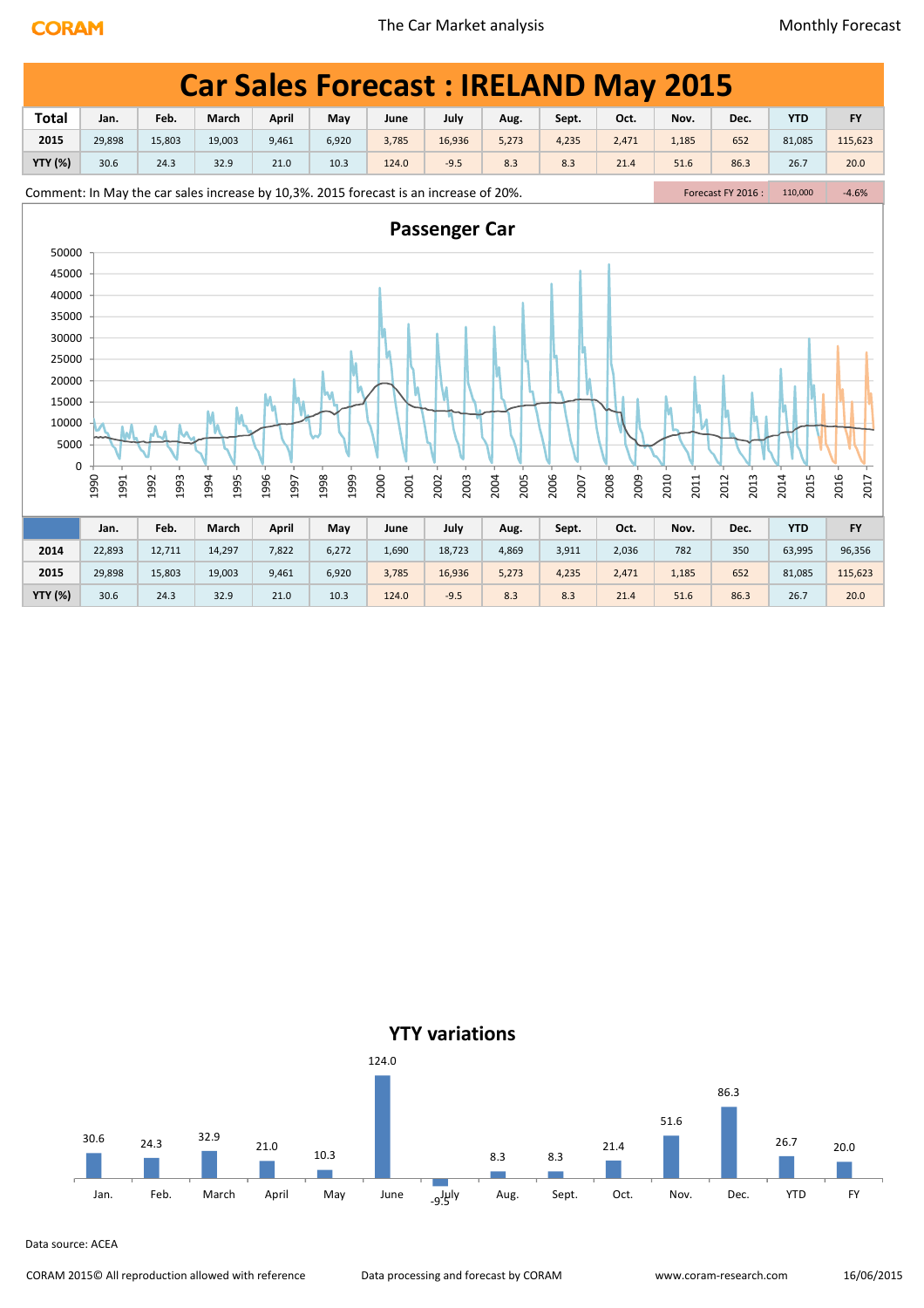# Car Sales Forecast : IRELAND May 2015

| Total | Jan. | Feb. | March | April | May | June | July | Aug. | Sept. | Oct. | Nov. | Dec. | YTD | FY |
|---|---|---|---|---|---|---|---|---|---|---|---|---|---|---|
| 2015 | 29,898 | 15,803 | 19,003 | 9,461 | 6,920 | 3,785 | 16,936 | 5,273 | 4,235 | 2,471 | 1,185 | 652 | 81,085 | 115,623 |
| YTY (%) | 30.6 | 24.3 | 32.9 | 21.0 | 10.3 | 124.0 | -9.5 | 8.3 | 8.3 | 21.4 | 51.6 | 86.3 | 26.7 | 20.0 |

Comment: In May the car sales increase by 10,3%. 2015 forecast is an increase of 20%.

Forecast FY 2016 : 110,000 -4.6%

## Passenger Car

| | Jan. | Feb. | March | April | May | June | July | Aug. | Sept. | Oct. | Nov. | Dec. | YTD | FY |
|---|---|---|---|---|---|---|---|---|---|---|---|---|---|---|
| 2014 | 22,893 | 12,711 | 14,297 | 7,822 | 6,272 | 1,690 | 18,723 | 4,869 | 3,911 | 2,036 | 782 | 350 | 63,995 | 96,356 |
| 2015 | 29,898 | 15,803 | 19,003 | 9,461 | 6,920 | 3,785 | 16,936 | 5,273 | 4,235 | 2,471 | 1,185 | 652 | 81,085 | 115,623 |
| YTY (%) | 30.6 | 24.3 | 32.9 | 21.0 | 10.3 | 124.0 | -9.5 | 8.3 | 8.3 | 21.4 | 51.6 | 86.3 | 26.7 | 20.0 |

## YTY variations

Data source: ACEA

CORAM 2015© All reproduction allowed with reference — Data processing and forecast by CORAM — www.coram-research.com — 16/06/2015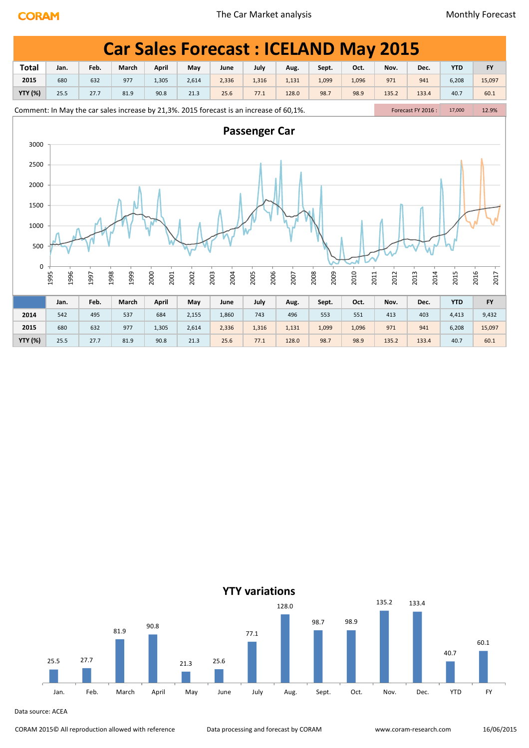# Car Sales Forecast : ICELAND May 2015

| Total | Jan. | Feb. | March | April | May | June | July | Aug. | Sept. | Oct. | Nov. | Dec. | YTD | FY |
|---|---|---|---|---|---|---|---|---|---|---|---|---|---|---|
| 2015 | 680 | 632 | 977 | 1,305 | 2,614 | 2,336 | 1,316 | 1,131 | 1,099 | 1,096 | 971 | 941 | 6,208 | 15,097 |
| YTY (%) | 25.5 | 27.7 | 81.9 | 90.8 | 21.3 | 25.6 | 77.1 | 128.0 | 98.7 | 98.9 | 135.2 | 133.4 | 40.7 | 60.1 |

Comment: In May the car sales increase by 21,3%. 2015 forecast is an increase of 60,1%.

| Forecast FY 2016 : | 17,000 | 12.9% |
|---|---|---|

## Passenger Car

| | Jan. | Feb. | March | April | May | June | July | Aug. | Sept. | Oct. | Nov. | Dec. | YTD | FY |
|---|---|---|---|---|---|---|---|---|---|---|---|---|---|---|
| 2014 | 542 | 495 | 537 | 684 | 2,155 | 1,860 | 743 | 496 | 553 | 551 | 413 | 403 | 4,413 | 9,432 |
| 2015 | 680 | 632 | 977 | 1,305 | 2,614 | 2,336 | 1,316 | 1,131 | 1,099 | 1,096 | 971 | 941 | 6,208 | 15,097 |
| YTY (%) | 25.5 | 27.7 | 81.9 | 90.8 | 21.3 | 25.6 | 77.1 | 128.0 | 98.7 | 98.9 | 135.2 | 133.4 | 40.7 | 60.1 |

## YTY variations

| Jan. | Feb. | March | April | May | June | July | Aug. | Sept. | Oct. | Nov. | Dec. | YTD | FY |
|---|---|---|---|---|---|---|---|---|---|---|---|---|---|
| 25.5 | 27.7 | 81.9 | 90.8 | 21.3 | 25.6 | 77.1 | 128.0 | 98.7 | 98.9 | 135.2 | 133.4 | 40.7 | 60.1 |

Data source: ACEA

CORAM 2015© All reproduction allowed with reference — Data processing and forecast by CORAM — www.coram-research.com — 16/06/2015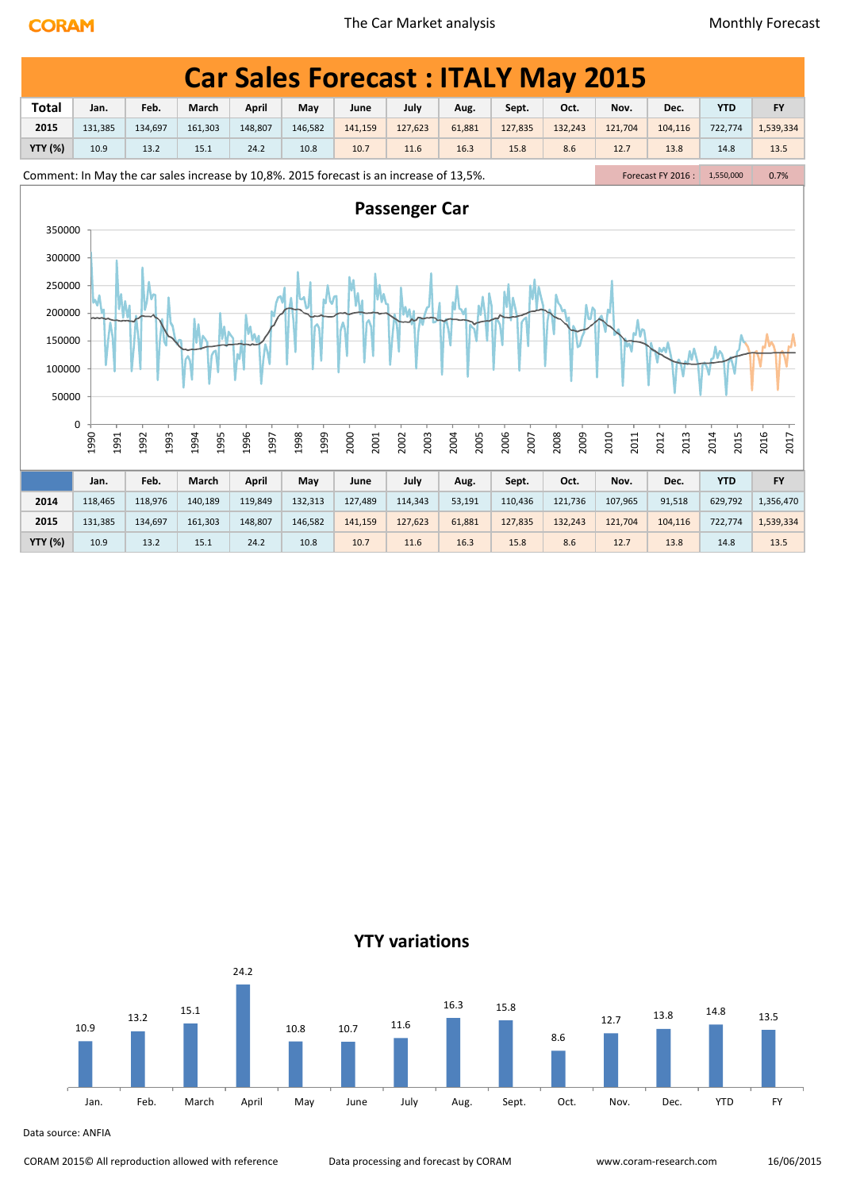# Car Sales Forecast : ITALY May 2015

| Total | Jan. | Feb. | March | April | May | June | July | Aug. | Sept. | Oct. | Nov. | Dec. | YTD | FY |
|---|---|---|---|---|---|---|---|---|---|---|---|---|---|---|
| 2015 | 131,385 | 134,697 | 161,303 | 148,807 | 146,582 | 141,159 | 127,623 | 61,881 | 127,835 | 132,243 | 121,704 | 104,116 | 722,774 | 1,539,334 |
| YTY (%) | 10.9 | 13.2 | 15.1 | 24.2 | 10.8 | 10.7 | 11.6 | 16.3 | 15.8 | 8.6 | 12.7 | 13.8 | 14.8 | 13.5 |

Comment: In May the car sales increase by 10,8%. 2015 forecast is an increase of 13,5%.

| Forecast FY 2016 : | 1,550,000 | 0.7% |
|---|---|---|

## Passenger Car

| | Jan. | Feb. | March | April | May | June | July | Aug. | Sept. | Oct. | Nov. | Dec. | YTD | FY |
|---|---|---|---|---|---|---|---|---|---|---|---|---|---|---|
| 2014 | 118,465 | 118,976 | 140,189 | 119,849 | 132,313 | 127,489 | 114,343 | 53,191 | 110,436 | 121,736 | 107,965 | 91,518 | 629,792 | 1,356,470 |
| 2015 | 131,385 | 134,697 | 161,303 | 148,807 | 146,582 | 141,159 | 127,623 | 61,881 | 127,835 | 132,243 | 121,704 | 104,116 | 722,774 | 1,539,334 |
| YTY (%) | 10.9 | 13.2 | 15.1 | 24.2 | 10.8 | 10.7 | 11.6 | 16.3 | 15.8 | 8.6 | 12.7 | 13.8 | 14.8 | 13.5 |

## YTY variations

Data source: ANFIA

CORAM 2015© All reproduction allowed with reference — Data processing and forecast by CORAM — www.coram-research.com — 16/06/2015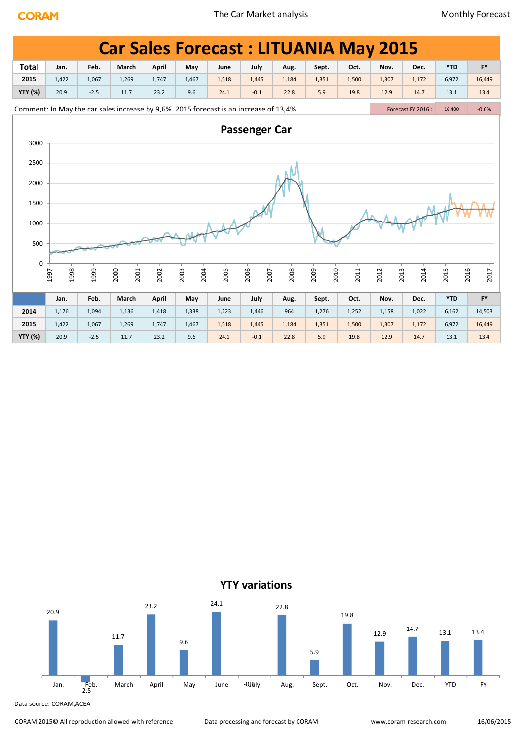# Car Sales Forecast : LITUANIA May 2015

| Total | Jan. | Feb. | March | April | May | June | July | Aug. | Sept. | Oct. | Nov. | Dec. | YTD | FY |
|---|---|---|---|---|---|---|---|---|---|---|---|---|---|---|
| 2015 | 1,422 | 1,067 | 1,269 | 1,747 | 1,467 | 1,518 | 1,445 | 1,184 | 1,351 | 1,500 | 1,307 | 1,172 | 6,972 | 16,449 |
| YTY (%) | 20.9 | -2.5 | 11.7 | 23.2 | 9.6 | 24.1 | -0.1 | 22.8 | 5.9 | 19.8 | 12.9 | 14.7 | 13.1 | 13.4 |

Comment: In May the car sales increase by 9,6%. 2015 forecast is an increase of 13,4%.

Forecast FY 2016 : 16,400 | -0.6%

## Passenger Car

| | Jan. | Feb. | March | April | May | June | July | Aug. | Sept. | Oct. | Nov. | Dec. | YTD | FY |
|---|---|---|---|---|---|---|---|---|---|---|---|---|---|---|
| 2014 | 1,176 | 1,094 | 1,136 | 1,418 | 1,338 | 1,223 | 1,446 | 964 | 1,276 | 1,252 | 1,158 | 1,022 | 6,162 | 14,503 |
| 2015 | 1,422 | 1,067 | 1,269 | 1,747 | 1,467 | 1,518 | 1,445 | 1,184 | 1,351 | 1,500 | 1,307 | 1,172 | 6,972 | 16,449 |
| YTY (%) | 20.9 | -2.5 | 11.7 | 23.2 | 9.6 | 24.1 | -0.1 | 22.8 | 5.9 | 19.8 | 12.9 | 14.7 | 13.1 | 13.4 |

## YTY variations

Data source: CORAM,ACEA

CORAM 2015© All reproduction allowed with reference | Data processing and forecast by CORAM | www.coram-research.com | 16/06/2015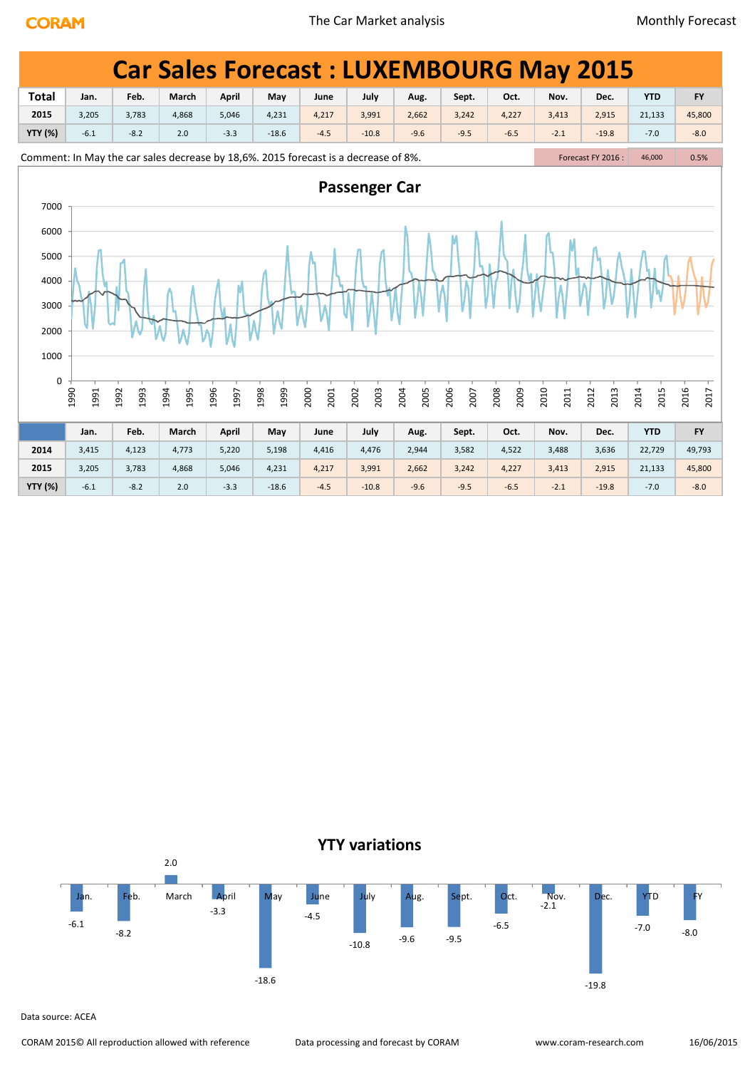# Car Sales Forecast : LUXEMBOURG May 2015

| Total | Jan. | Feb. | March | April | May | June | July | Aug. | Sept. | Oct. | Nov. | Dec. | YTD | FY |
|---|---|---|---|---|---|---|---|---|---|---|---|---|---|---|
| 2015 | 3,205 | 3,783 | 4,868 | 5,046 | 4,231 | 4,217 | 3,991 | 2,662 | 3,242 | 4,227 | 3,413 | 2,915 | 21,133 | 45,800 |
| YTY (%) | -6.1 | -8.2 | 2.0 | -3.3 | -18.6 | -4.5 | -10.8 | -9.6 | -9.5 | -6.5 | -2.1 | -19.8 | -7.0 | -8.0 |

Comment: In May the car sales decrease by 18,6%. 2015 forecast is a decrease of 8%.

| Forecast FY 2016 : | 46,000 | 0.5% |
|---|---|---|

## Passenger Car

| | Jan. | Feb. | March | April | May | June | July | Aug. | Sept. | Oct. | Nov. | Dec. | YTD | FY |
|---|---|---|---|---|---|---|---|---|---|---|---|---|---|---|
| 2014 | 3,415 | 4,123 | 4,773 | 5,220 | 5,198 | 4,416 | 4,476 | 2,944 | 3,582 | 4,522 | 3,488 | 3,636 | 22,729 | 49,793 |
| 2015 | 3,205 | 3,783 | 4,868 | 5,046 | 4,231 | 4,217 | 3,991 | 2,662 | 3,242 | 4,227 | 3,413 | 2,915 | 21,133 | 45,800 |
| YTY (%) | -6.1 | -8.2 | 2.0 | -3.3 | -18.6 | -4.5 | -10.8 | -9.6 | -9.5 | -6.5 | -2.1 | -19.8 | -7.0 | -8.0 |

## YTY variations

Data source: ACEA

CORAM 2015© All reproduction allowed with reference — Data processing and forecast by CORAM — www.coram-research.com — 16/06/2015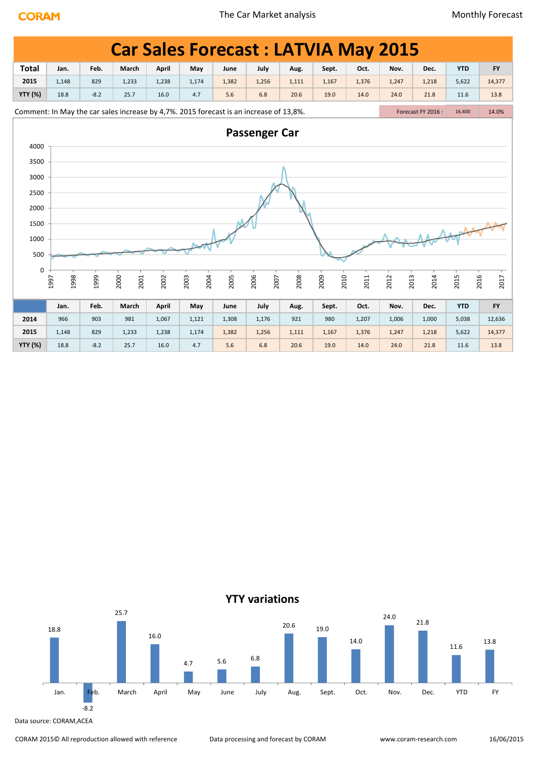# Car Sales Forecast : LATVIA May 2015

| Total | Jan. | Feb. | March | April | May | June | July | Aug. | Sept. | Oct. | Nov. | Dec. | YTD | FY |
|---|---|---|---|---|---|---|---|---|---|---|---|---|---|---|
| 2015 | 1,148 | 829 | 1,233 | 1,238 | 1,174 | 1,382 | 1,256 | 1,111 | 1,167 | 1,376 | 1,247 | 1,218 | 5,622 | 14,377 |
| YTY (%) | 18.8 | -8.2 | 25.7 | 16.0 | 4.7 | 5.6 | 6.8 | 20.6 | 19.0 | 14.0 | 24.0 | 21.8 | 11.6 | 13.8 |

Comment: In May the car sales increase by 4,7%. 2015 forecast is an increase of 13,8%.

| Forecast FY 2016 : | 16,400 | 14.0% |
|---|---|---|

## Passenger Car

| | Jan. | Feb. | March | April | May | June | July | Aug. | Sept. | Oct. | Nov. | Dec. | YTD | FY |
|---|---|---|---|---|---|---|---|---|---|---|---|---|---|---|
| 2014 | 966 | 903 | 981 | 1,067 | 1,121 | 1,308 | 1,176 | 921 | 980 | 1,207 | 1,006 | 1,000 | 5,038 | 12,636 |
| 2015 | 1,148 | 829 | 1,233 | 1,238 | 1,174 | 1,382 | 1,256 | 1,111 | 1,167 | 1,376 | 1,247 | 1,218 | 5,622 | 14,377 |
| YTY (%) | 18.8 | -8.2 | 25.7 | 16.0 | 4.7 | 5.6 | 6.8 | 20.6 | 19.0 | 14.0 | 24.0 | 21.8 | 11.6 | 13.8 |

## YTY variations

Data source: CORAM,ACEA

CORAM 2015© All reproduction allowed with reference — Data processing and forecast by CORAM — www.coram-research.com — 16/06/2015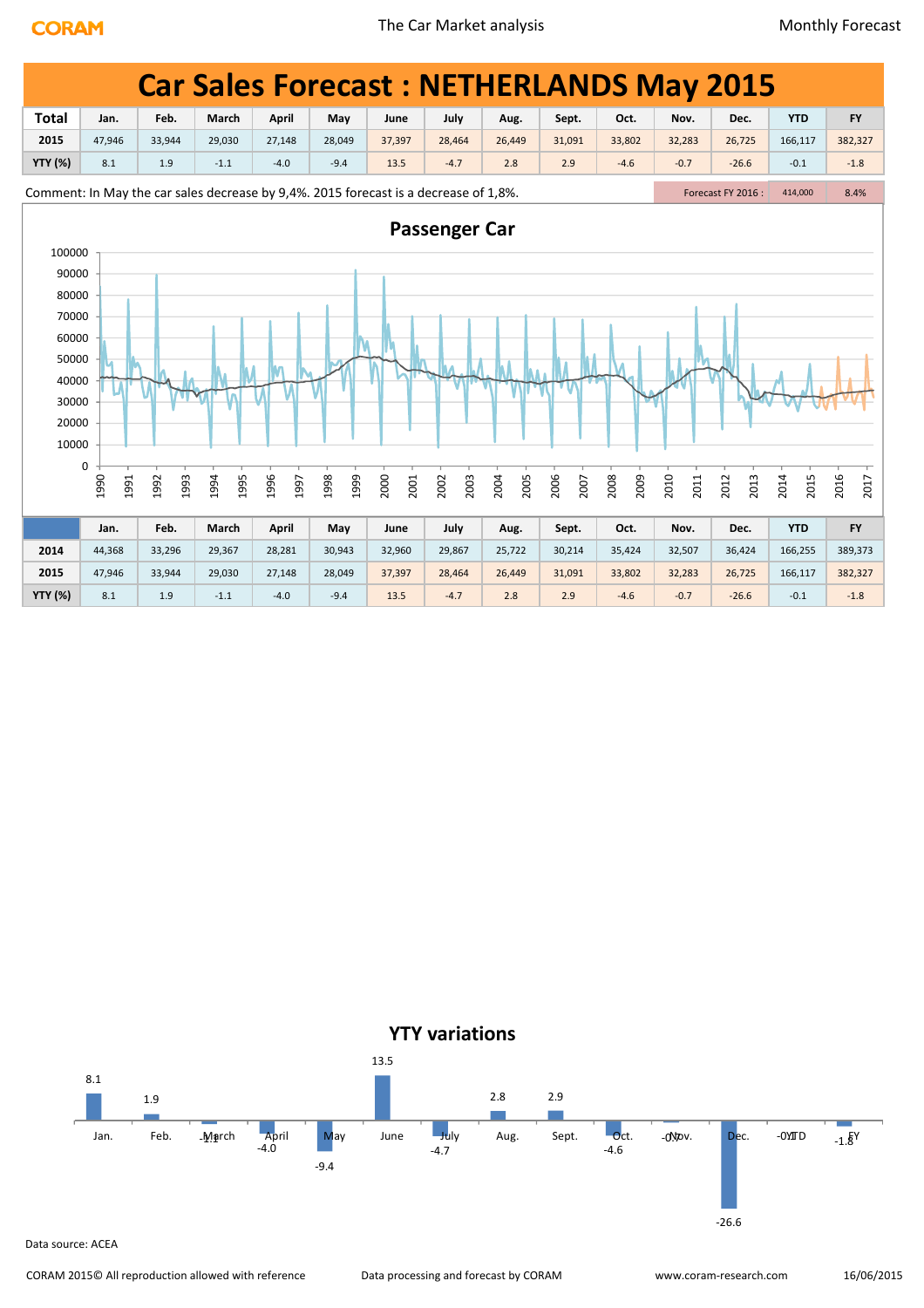# Car Sales Forecast : NETHERLANDS May 2015

| Total | Jan. | Feb. | March | April | May | June | July | Aug. | Sept. | Oct. | Nov. | Dec. | YTD | FY |
|---|---|---|---|---|---|---|---|---|---|---|---|---|---|---|
| 2015 | 47,946 | 33,944 | 29,030 | 27,148 | 28,049 | 37,397 | 28,464 | 26,449 | 31,091 | 33,802 | 32,283 | 26,725 | 166,117 | 382,327 |
| YTY (%) | 8.1 | 1.9 | -1.1 | -4.0 | -9.4 | 13.5 | -4.7 | 2.8 | 2.9 | -4.6 | -0.7 | -26.6 | -0.1 | -1.8 |

Comment: In May the car sales decrease by 9,4%. 2015 forecast is a decrease of 1,8%.

Forecast FY 2016 : 414,000 8.4%

## Passenger Car

| | Jan. | Feb. | March | April | May | June | July | Aug. | Sept. | Oct. | Nov. | Dec. | YTD | FY |
|---|---|---|---|---|---|---|---|---|---|---|---|---|---|---|
| 2014 | 44,368 | 33,296 | 29,367 | 28,281 | 30,943 | 32,960 | 29,867 | 25,722 | 30,214 | 35,424 | 32,507 | 36,424 | 166,255 | 389,373 |
| 2015 | 47,946 | 33,944 | 29,030 | 27,148 | 28,049 | 37,397 | 28,464 | 26,449 | 31,091 | 33,802 | 32,283 | 26,725 | 166,117 | 382,327 |
| YTY (%) | 8.1 | 1.9 | -1.1 | -4.0 | -9.4 | 13.5 | -4.7 | 2.8 | 2.9 | -4.6 | -0.7 | -26.6 | -0.1 | -1.8 |

## YTY variations

Data source: ACEA

CORAM 2015© All reproduction allowed with reference — Data processing and forecast by CORAM — www.coram-research.com — 16/06/2015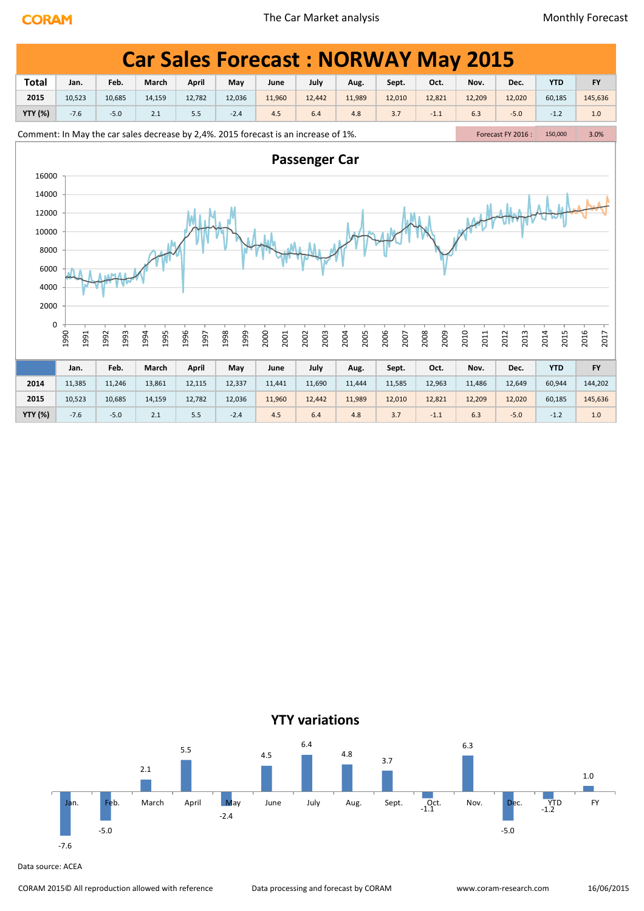# Car Sales Forecast : NORWAY May 2015

| Total | Jan. | Feb. | March | April | May | June | July | Aug. | Sept. | Oct. | Nov. | Dec. | YTD | FY |
|---|---|---|---|---|---|---|---|---|---|---|---|---|---|---|
| 2015 | 10,523 | 10,685 | 14,159 | 12,782 | 12,036 | 11,960 | 12,442 | 11,989 | 12,010 | 12,821 | 12,209 | 12,020 | 60,185 | 145,636 |
| YTY (%) | -7.6 | -5.0 | 2.1 | 5.5 | -2.4 | 4.5 | 6.4 | 4.8 | 3.7 | -1.1 | 6.3 | -5.0 | -1.2 | 1.0 |

Comment: In May the car sales decrease by 2,4%. 2015 forecast is an increase of 1%.

| Forecast FY 2016 : | 150,000 | 3.0% |
|---|---|---|

## Passenger Car

| | Jan. | Feb. | March | April | May | June | July | Aug. | Sept. | Oct. | Nov. | Dec. | YTD | FY |
|---|---|---|---|---|---|---|---|---|---|---|---|---|---|---|
| 2014 | 11,385 | 11,246 | 13,861 | 12,115 | 12,337 | 11,441 | 11,690 | 11,444 | 11,585 | 12,963 | 11,486 | 12,649 | 60,944 | 144,202 |
| 2015 | 10,523 | 10,685 | 14,159 | 12,782 | 12,036 | 11,960 | 12,442 | 11,989 | 12,010 | 12,821 | 12,209 | 12,020 | 60,185 | 145,636 |
| YTY (%) | -7.6 | -5.0 | 2.1 | 5.5 | -2.4 | 4.5 | 6.4 | 4.8 | 3.7 | -1.1 | 6.3 | -5.0 | -1.2 | 1.0 |

## YTY variations

Data source: ACEA

CORAM 2015© All reproduction allowed with reference | Data processing and forecast by CORAM | www.coram-research.com | 16/06/2015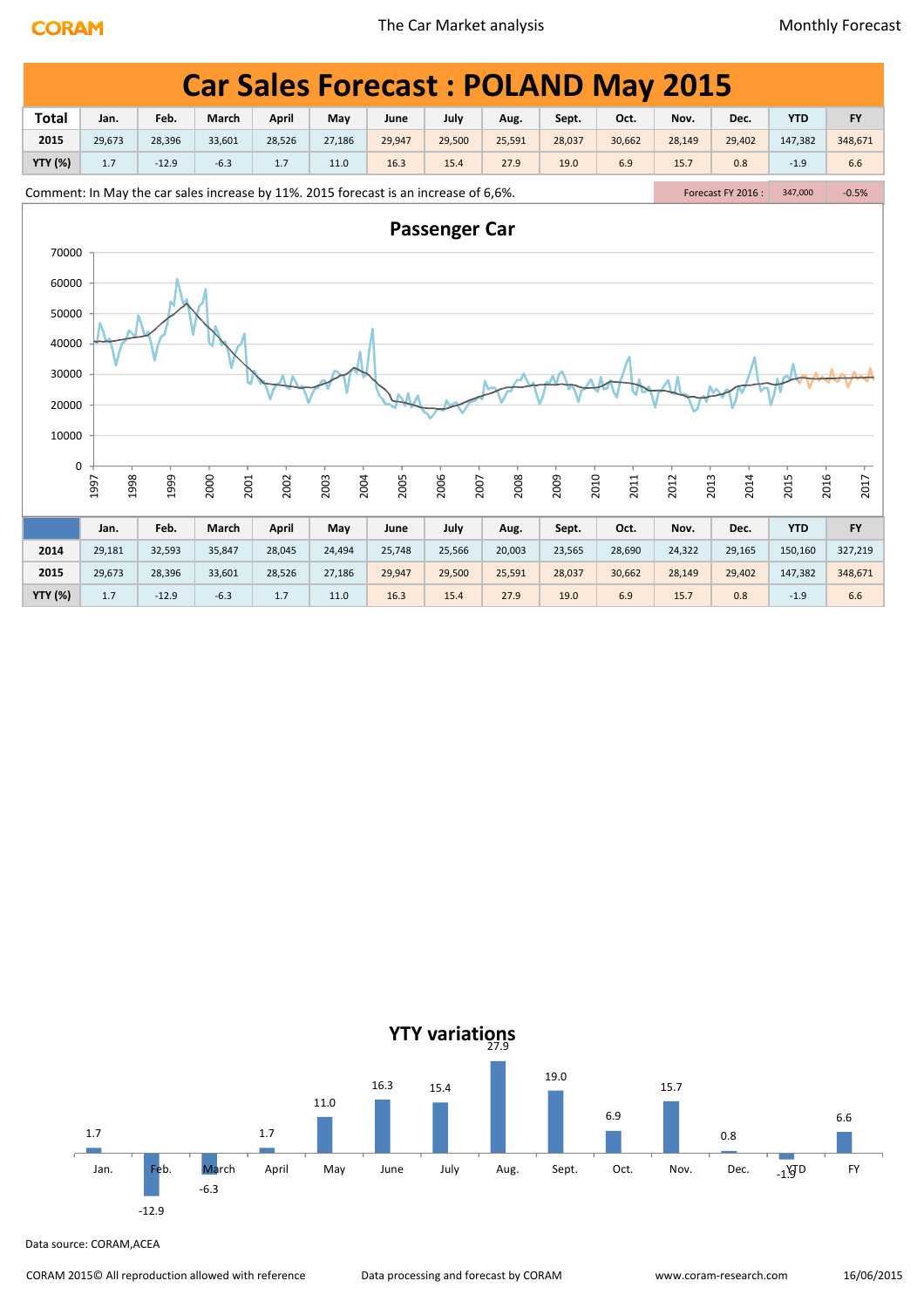# Car Sales Forecast : POLAND May 2015

| Total | Jan. | Feb. | March | April | May | June | July | Aug. | Sept. | Oct. | Nov. | Dec. | YTD | FY |
|---|---|---|---|---|---|---|---|---|---|---|---|---|---|---|
| 2015 | 29,673 | 28,396 | 33,601 | 28,526 | 27,186 | 29,947 | 29,500 | 25,591 | 28,037 | 30,662 | 28,149 | 29,402 | 147,382 | 348,671 |
| YTY (%) | 1.7 | -12.9 | -6.3 | 1.7 | 11.0 | 16.3 | 15.4 | 27.9 | 19.0 | 6.9 | 15.7 | 0.8 | -1.9 | 6.6 |

Comment: In May the car sales increase by 11%. 2015 forecast is an increase of 6,6%.

Forecast FY 2016 : 347,000 | -0.5%

## Passenger Car

| | Jan. | Feb. | March | April | May | June | July | Aug. | Sept. | Oct. | Nov. | Dec. | YTD | FY |
|---|---|---|---|---|---|---|---|---|---|---|---|---|---|---|
| 2014 | 29,181 | 32,593 | 35,847 | 28,045 | 24,494 | 25,748 | 25,566 | 20,003 | 23,565 | 28,690 | 24,322 | 29,165 | 150,160 | 327,219 |
| 2015 | 29,673 | 28,396 | 33,601 | 28,526 | 27,186 | 29,947 | 29,500 | 25,591 | 28,037 | 30,662 | 28,149 | 29,402 | 147,382 | 348,671 |
| YTY (%) | 1.7 | -12.9 | -6.3 | 1.7 | 11.0 | 16.3 | 15.4 | 27.9 | 19.0 | 6.9 | 15.7 | 0.8 | -1.9 | 6.6 |

## YTY variations

Data source: CORAM,ACEA

CORAM 2015© All reproduction allowed with reference | Data processing and forecast by CORAM | www.coram-research.com | 16/06/2015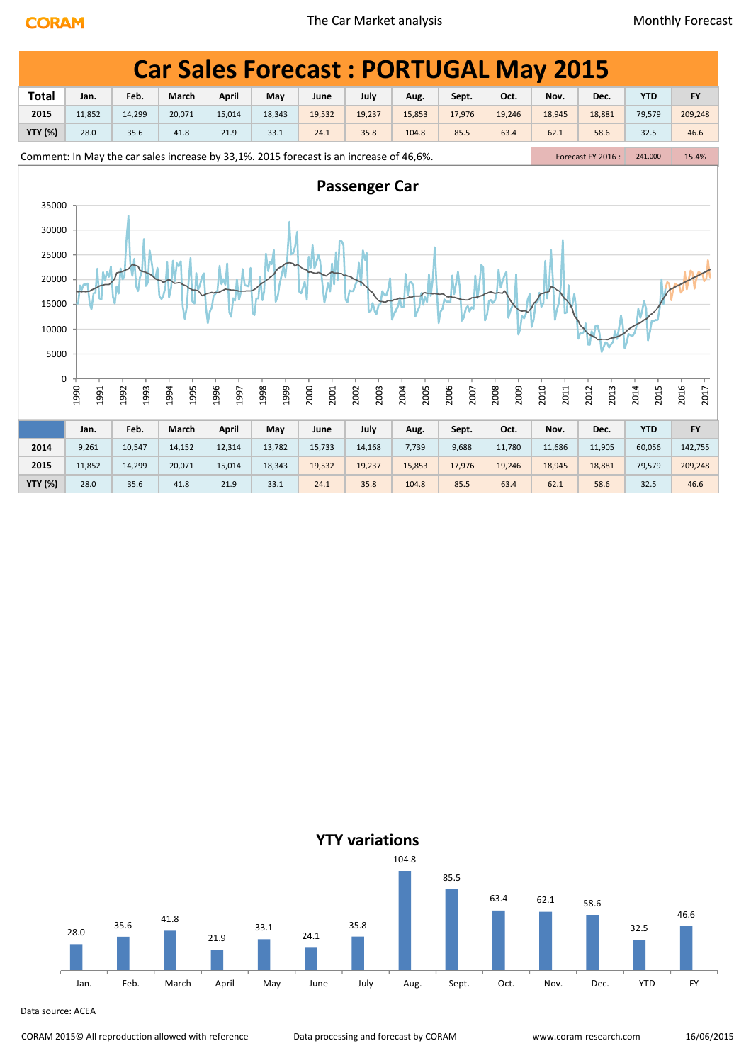# Car Sales Forecast : PORTUGAL May 2015

| Total | Jan. | Feb. | March | April | May | June | July | Aug. | Sept. | Oct. | Nov. | Dec. | YTD | FY |
|---|---|---|---|---|---|---|---|---|---|---|---|---|---|---|
| 2015 | 11,852 | 14,299 | 20,071 | 15,014 | 18,343 | 19,532 | 19,237 | 15,853 | 17,976 | 19,246 | 18,945 | 18,881 | 79,579 | 209,248 |
| YTY (%) | 28.0 | 35.6 | 41.8 | 21.9 | 33.1 | 24.1 | 35.8 | 104.8 | 85.5 | 63.4 | 62.1 | 58.6 | 32.5 | 46.6 |

Comment: In May the car sales increase by 33,1%. 2015 forecast is an increase of 46,6%.

| Forecast FY 2016 : | 241,000 | 15.4% |
|---|---|---|

## Passenger Car

| | Jan. | Feb. | March | April | May | June | July | Aug. | Sept. | Oct. | Nov. | Dec. | YTD | FY |
|---|---|---|---|---|---|---|---|---|---|---|---|---|---|---|
| 2014 | 9,261 | 10,547 | 14,152 | 12,314 | 13,782 | 15,733 | 14,168 | 7,739 | 9,688 | 11,780 | 11,686 | 11,905 | 60,056 | 142,755 |
| 2015 | 11,852 | 14,299 | 20,071 | 15,014 | 18,343 | 19,532 | 19,237 | 15,853 | 17,976 | 19,246 | 18,945 | 18,881 | 79,579 | 209,248 |
| YTY (%) | 28.0 | 35.6 | 41.8 | 21.9 | 33.1 | 24.1 | 35.8 | 104.8 | 85.5 | 63.4 | 62.1 | 58.6 | 32.5 | 46.6 |

## YTY variations

Data source: ACEA

CORAM 2015© All reproduction allowed with reference — Data processing and forecast by CORAM — www.coram-research.com — 16/06/2015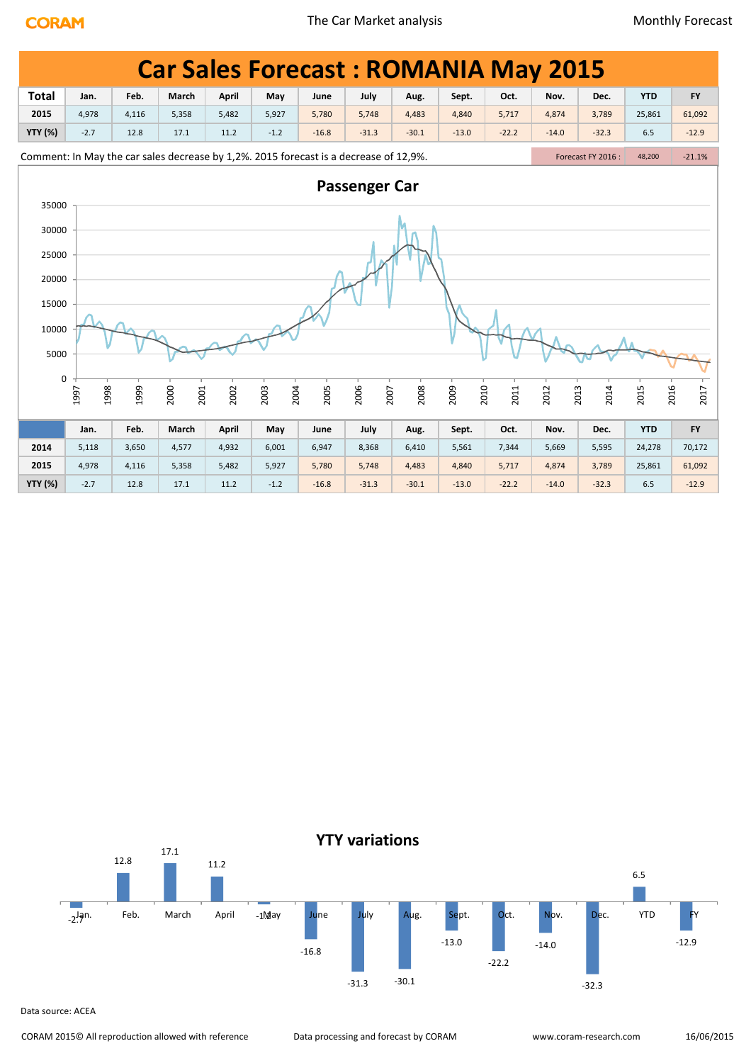# Car Sales Forecast : ROMANIA May 2015

| Total | Jan. | Feb. | March | April | May | June | July | Aug. | Sept. | Oct. | Nov. | Dec. | YTD | FY |
|---|---|---|---|---|---|---|---|---|---|---|---|---|---|---|
| 2015 | 4,978 | 4,116 | 5,358 | 5,482 | 5,927 | 5,780 | 5,748 | 4,483 | 4,840 | 5,717 | 4,874 | 3,789 | 25,861 | 61,092 |
| YTY (%) | -2.7 | 12.8 | 17.1 | 11.2 | -1.2 | -16.8 | -31.3 | -30.1 | -13.0 | -22.2 | -14.0 | -32.3 | 6.5 | -12.9 |

Comment: In May the car sales decrease by 1,2%. 2015 forecast is a decrease of 12,9%.

Forecast FY 2016 : 48,200 | -21.1%

## Passenger Car

| | Jan. | Feb. | March | April | May | June | July | Aug. | Sept. | Oct. | Nov. | Dec. | YTD | FY |
|---|---|---|---|---|---|---|---|---|---|---|---|---|---|---|
| 2014 | 5,118 | 3,650 | 4,577 | 4,932 | 6,001 | 6,947 | 8,368 | 6,410 | 5,561 | 7,344 | 5,669 | 5,595 | 24,278 | 70,172 |
| 2015 | 4,978 | 4,116 | 5,358 | 5,482 | 5,927 | 5,780 | 5,748 | 4,483 | 4,840 | 5,717 | 4,874 | 3,789 | 25,861 | 61,092 |
| YTY (%) | -2.7 | 12.8 | 17.1 | 11.2 | -1.2 | -16.8 | -31.3 | -30.1 | -13.0 | -22.2 | -14.0 | -32.3 | 6.5 | -12.9 |

## YTY variations

Data source: ACEA

CORAM 2015© All reproduction allowed with reference — Data processing and forecast by CORAM — www.coram-research.com — 16/06/2015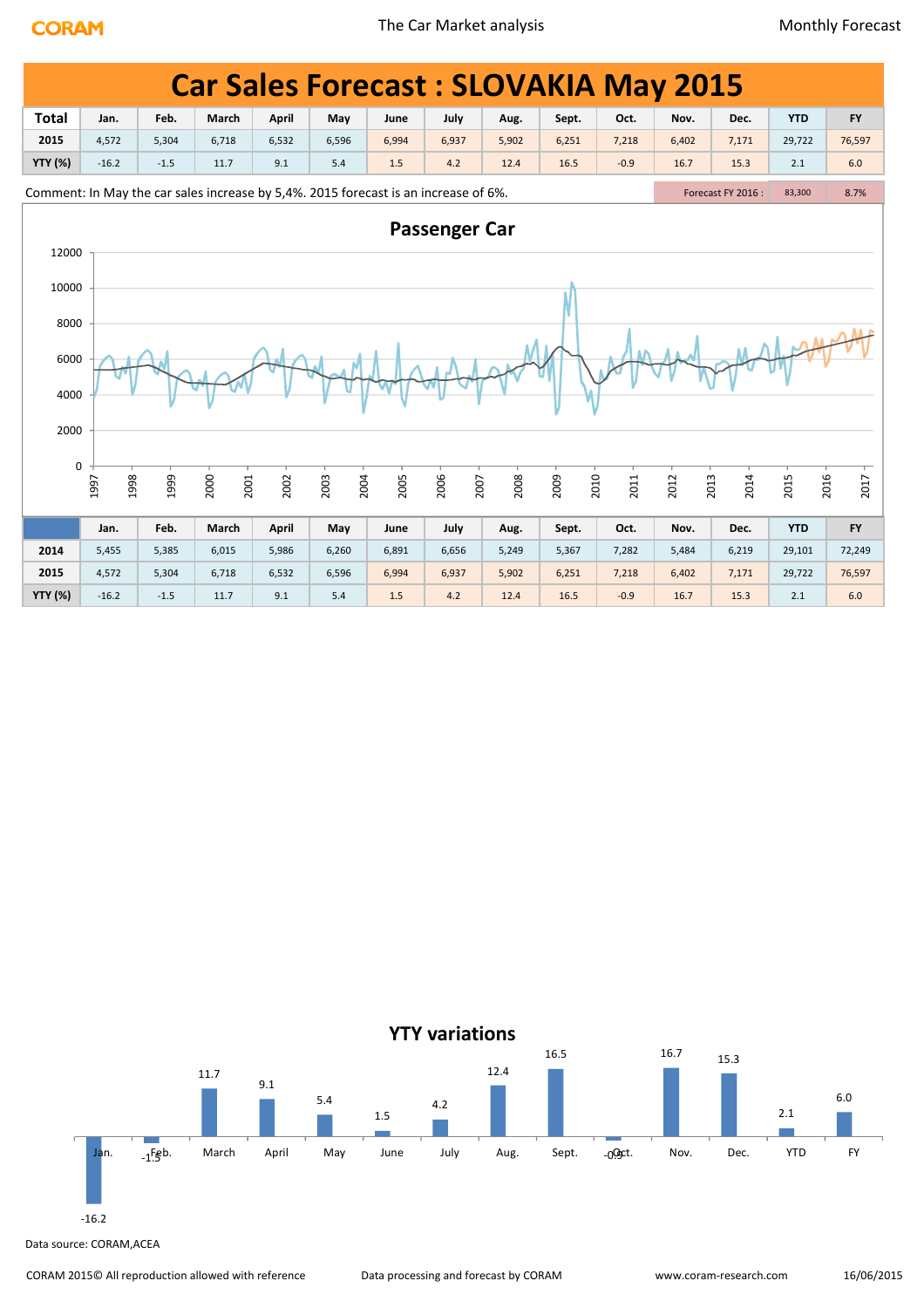# Car Sales Forecast : SLOVAKIA May 2015

| Total | Jan. | Feb. | March | April | May | June | July | Aug. | Sept. | Oct. | Nov. | Dec. | YTD | FY |
|---|---|---|---|---|---|---|---|---|---|---|---|---|---|---|
| 2015 | 4,572 | 5,304 | 6,718 | 6,532 | 6,596 | 6,994 | 6,937 | 5,902 | 6,251 | 7,218 | 6,402 | 7,171 | 29,722 | 76,597 |
| YTY (%) | -16.2 | -1.5 | 11.7 | 9.1 | 5.4 | 1.5 | 4.2 | 12.4 | 16.5 | -0.9 | 16.7 | 15.3 | 2.1 | 6.0 |

Comment: In May the car sales increase by 5,4%. 2015 forecast is an increase of 6%.

| Forecast FY 2016 : | 83,300 | 8.7% |
|---|---|---|

## Passenger Car

| | Jan. | Feb. | March | April | May | June | July | Aug. | Sept. | Oct. | Nov. | Dec. | YTD | FY |
|---|---|---|---|---|---|---|---|---|---|---|---|---|---|---|
| 2014 | 5,455 | 5,385 | 6,015 | 5,986 | 6,260 | 6,891 | 6,656 | 5,249 | 5,367 | 7,282 | 5,484 | 6,219 | 29,101 | 72,249 |
| 2015 | 4,572 | 5,304 | 6,718 | 6,532 | 6,596 | 6,994 | 6,937 | 5,902 | 6,251 | 7,218 | 6,402 | 7,171 | 29,722 | 76,597 |
| YTY (%) | -16.2 | -1.5 | 11.7 | 9.1 | 5.4 | 1.5 | 4.2 | 12.4 | 16.5 | -0.9 | 16.7 | 15.3 | 2.1 | 6.0 |

## YTY variations

Data source: CORAM,ACEA

CORAM 2015© All reproduction allowed with reference | Data processing and forecast by CORAM | www.coram-research.com | 16/06/2015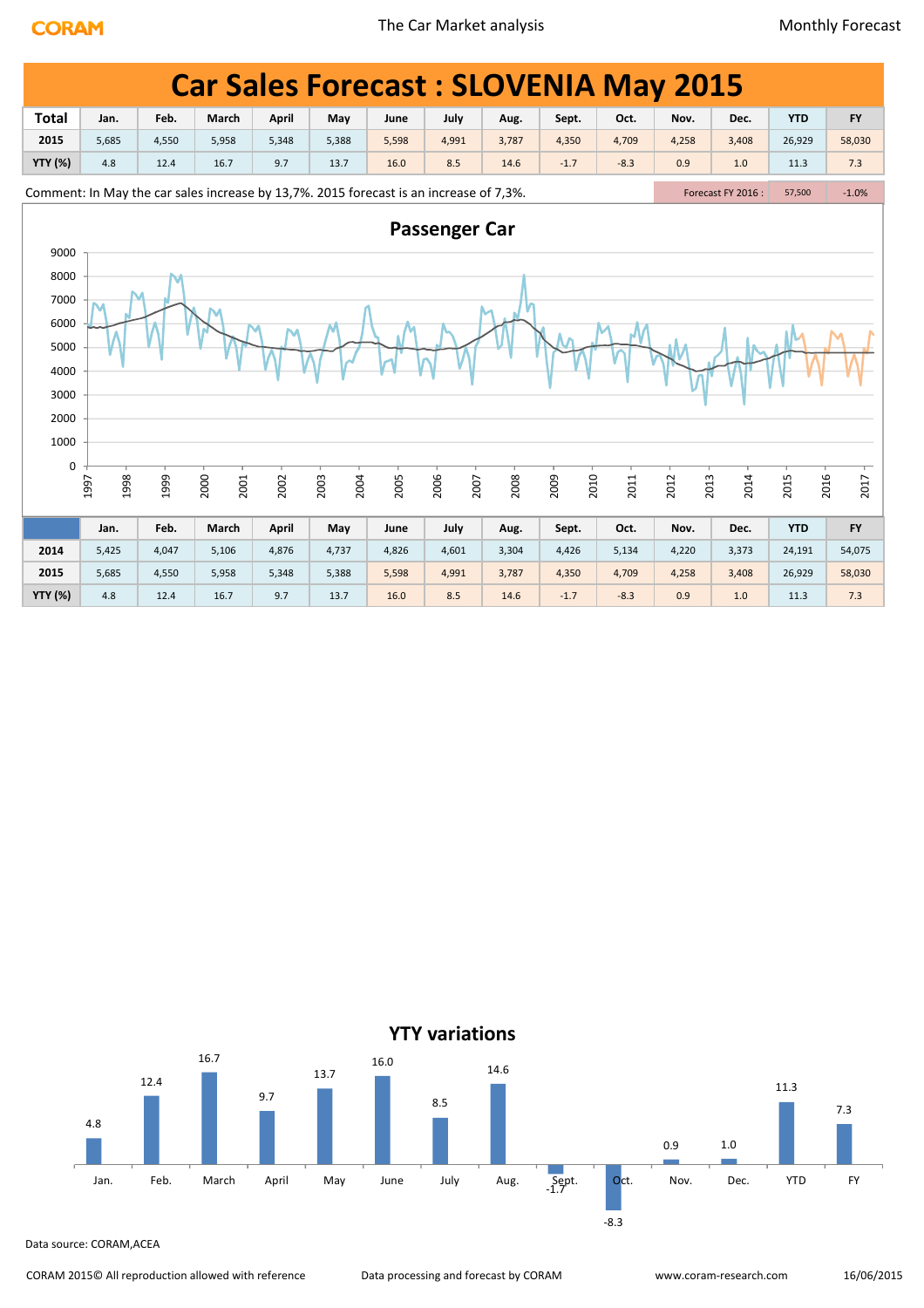# Car Sales Forecast : SLOVENIA May 2015

| Total | Jan. | Feb. | March | April | May | June | July | Aug. | Sept. | Oct. | Nov. | Dec. | YTD | FY |
|---|---|---|---|---|---|---|---|---|---|---|---|---|---|---|
| 2015 | 5,685 | 4,550 | 5,958 | 5,348 | 5,388 | 5,598 | 4,991 | 3,787 | 4,350 | 4,709 | 4,258 | 3,408 | 26,929 | 58,030 |
| YTY (%) | 4.8 | 12.4 | 16.7 | 9.7 | 13.7 | 16.0 | 8.5 | 14.6 | -1.7 | -8.3 | 0.9 | 1.0 | 11.3 | 7.3 |

Comment: In May the car sales increase by 13,7%. 2015 forecast is an increase of 7,3%.

Forecast FY 2016 : 57,500 -1.0%

## Passenger Car

| | Jan. | Feb. | March | April | May | June | July | Aug. | Sept. | Oct. | Nov. | Dec. | YTD | FY |
|---|---|---|---|---|---|---|---|---|---|---|---|---|---|---|
| 2014 | 5,425 | 4,047 | 5,106 | 4,876 | 4,737 | 4,826 | 4,601 | 3,304 | 4,426 | 5,134 | 4,220 | 3,373 | 24,191 | 54,075 |
| 2015 | 5,685 | 4,550 | 5,958 | 5,348 | 5,388 | 5,598 | 4,991 | 3,787 | 4,350 | 4,709 | 4,258 | 3,408 | 26,929 | 58,030 |
| YTY (%) | 4.8 | 12.4 | 16.7 | 9.7 | 13.7 | 16.0 | 8.5 | 14.6 | -1.7 | -8.3 | 0.9 | 1.0 | 11.3 | 7.3 |

## YTY variations

Data source: CORAM,ACEA

CORAM 2015© All reproduction allowed with reference | Data processing and forecast by CORAM | www.coram-research.com | 16/06/2015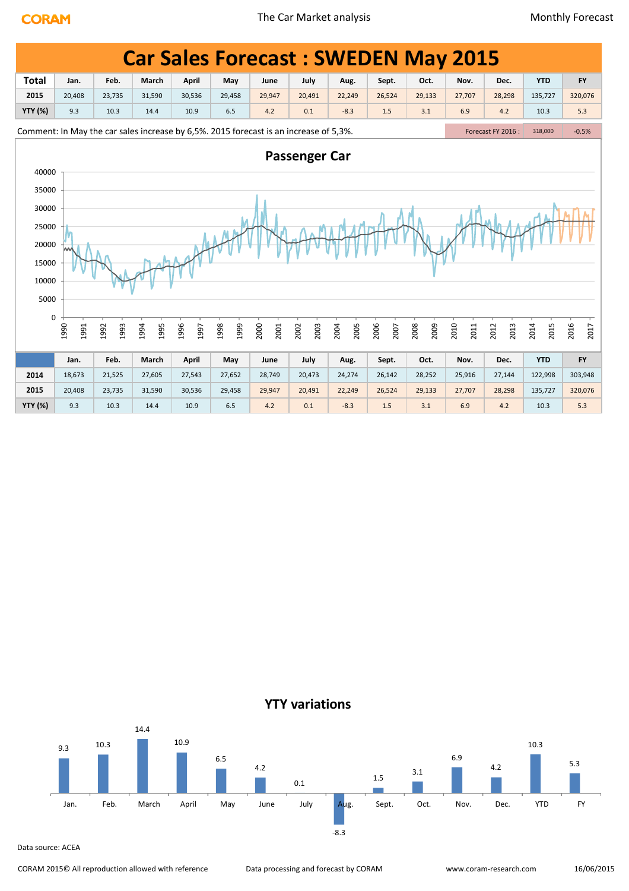# Car Sales Forecast : SWEDEN May 2015

| Total | Jan. | Feb. | March | April | May | June | July | Aug. | Sept. | Oct. | Nov. | Dec. | YTD | FY |
|---|---|---|---|---|---|---|---|---|---|---|---|---|---|---|
| 2015 | 20,408 | 23,735 | 31,590 | 30,536 | 29,458 | 29,947 | 20,491 | 22,249 | 26,524 | 29,133 | 27,707 | 28,298 | 135,727 | 320,076 |
| YTY (%) | 9.3 | 10.3 | 14.4 | 10.9 | 6.5 | 4.2 | 0.1 | -8.3 | 1.5 | 3.1 | 6.9 | 4.2 | 10.3 | 5.3 |

Comment: In May the car sales increase by 6,5%. 2015 forecast is an increase of 5,3%.

Forecast FY 2016 : 318,000 -0.5%

**Passenger Car**

40000
35000
30000
25000
20000
15000
10000
5000
0

1990 1991 1992 1993 1994 1995 1996 1997 1998 1999 2000 2001 2002 2003 2004 2005 2006 2007 2008 2009 2010 2011 2012 2013 2014 2015 2016 2017

| | Jan. | Feb. | March | April | May | June | July | Aug. | Sept. | Oct. | Nov. | Dec. | YTD | FY |
|---|---|---|---|---|---|---|---|---|---|---|---|---|---|---|
| 2014 | 18,673 | 21,525 | 27,605 | 27,543 | 27,652 | 28,749 | 20,473 | 24,274 | 26,142 | 28,252 | 25,916 | 27,144 | 122,998 | 303,948 |
| 2015 | 20,408 | 23,735 | 31,590 | 30,536 | 29,458 | 29,947 | 20,491 | 22,249 | 26,524 | 29,133 | 27,707 | 28,298 | 135,727 | 320,076 |
| YTY (%) | 9.3 | 10.3 | 14.4 | 10.9 | 6.5 | 4.2 | 0.1 | -8.3 | 1.5 | 3.1 | 6.9 | 4.2 | 10.3 | 5.3 |

**YTY variations**

9.3 10.3 14.4 10.9 6.5 4.2 0.1 -8.3 1.5 3.1 6.9 4.2 10.3 5.3

Jan. Feb. March April May June July Aug. Sept. Oct. Nov. Dec. YTD FY

Data source: ACEA

CORAM 2015© All reproduction allowed with reference — Data processing and forecast by CORAM — www.coram-research.com — 16/06/2015